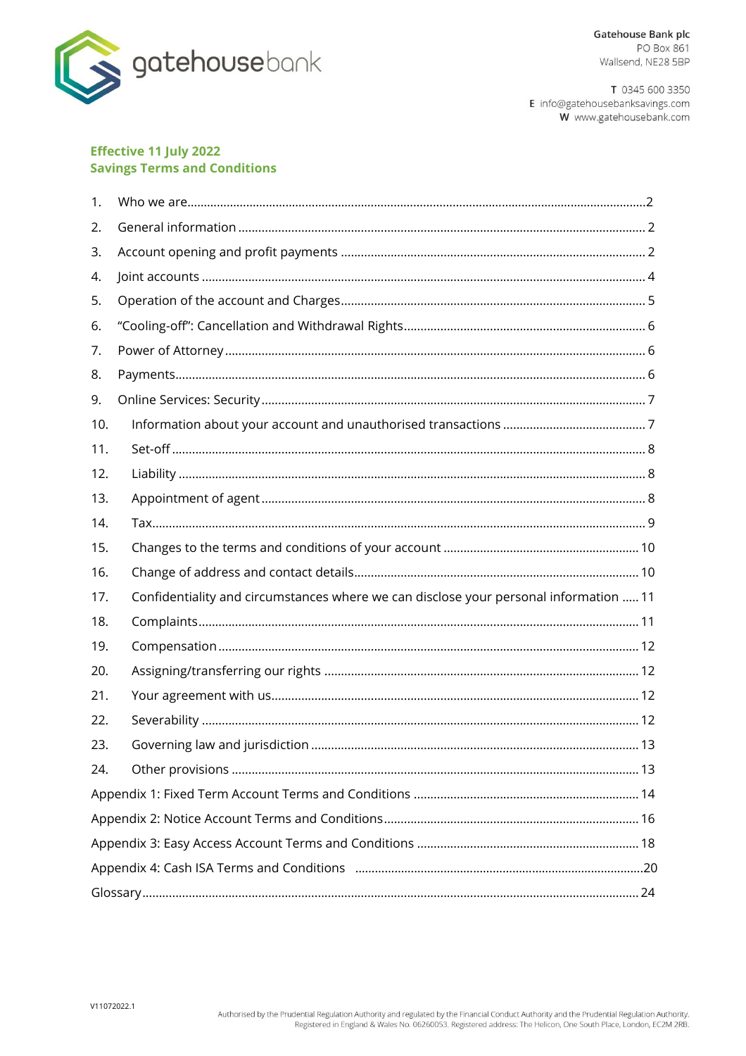Gatehouse Bank plc
PO Box 861
Wallsend, NE28 5BP

T 0345 600 3350
E info@gatehousebanksavings.com
W www.gatehousebank.com

**Effective 11 July 2022**
**Savings Terms and Conditions**

1. Who we are .......... 2
2. General information .......... 2
3. Account opening and profit payments .......... 2
4. Joint accounts .......... 4
5. Operation of the account and Charges .......... 5
6. "Cooling-off": Cancellation and Withdrawal Rights .......... 6
7. Power of Attorney .......... 6
8. Payments .......... 6
9. Online Services: Security .......... 7
10. Information about your account and unauthorised transactions .......... 7
11. Set-off .......... 8
12. Liability .......... 8
13. Appointment of agent .......... 8
14. Tax .......... 9
15. Changes to the terms and conditions of your account .......... 10
16. Change of address and contact details .......... 10
17. Confidentiality and circumstances where we can disclose your personal information .......... 11
18. Complaints .......... 11
19. Compensation .......... 12
20. Assigning/transferring our rights .......... 12
21. Your agreement with us .......... 12
22. Severability .......... 12
23. Governing law and jurisdiction .......... 13
24. Other provisions .......... 13

Appendix 1: Fixed Term Account Terms and Conditions .......... 14
Appendix 2: Notice Account Terms and Conditions .......... 16
Appendix 3: Easy Access Account Terms and Conditions .......... 18
Appendix 4: Cash ISA Terms and Conditions .......... 20
Glossary .......... 24

V11072022.1

Authorised by the Prudential Regulation Authority and regulated by the Financial Conduct Authority and the Prudential Regulation Authority. Registered in England & Wales No. 06260053. Registered address: The Helicon, One South Place, London, EC2M 2RB.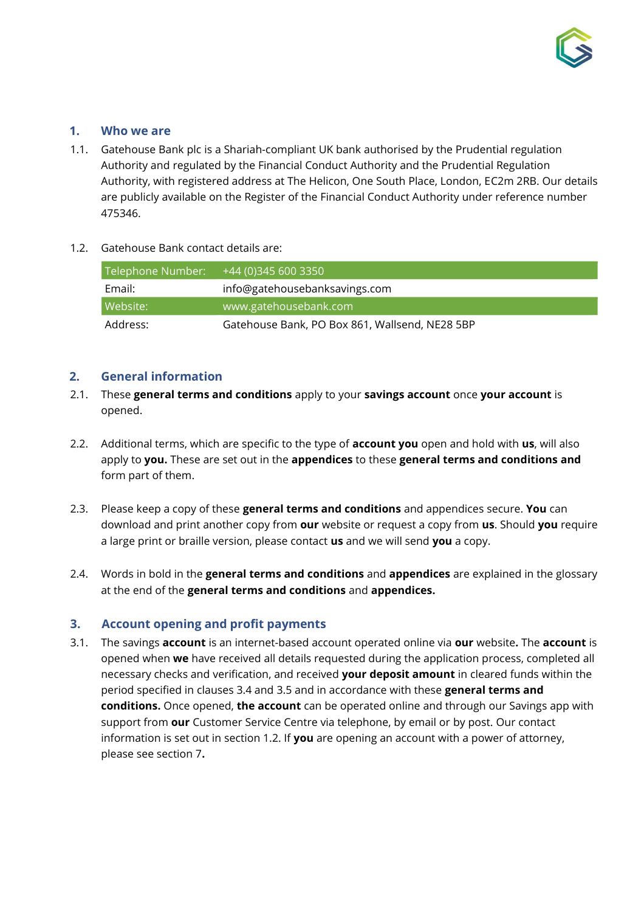## 1. Who we are

1.1. Gatehouse Bank plc is a Shariah-compliant UK bank authorised by the Prudential regulation Authority and regulated by the Financial Conduct Authority and the Prudential Regulation Authority, with registered address at The Helicon, One South Place, London, EC2m 2RB. Our details are publicly available on the Register of the Financial Conduct Authority under reference number 475346.

1.2. Gatehouse Bank contact details are:

| Telephone Number: | +44 (0)345 600 3350 |
|---|---|
| Email: | info@gatehousebanksavings.com |
| Website: | www.gatehousebank.com |
| Address: | Gatehouse Bank, PO Box 861, Wallsend, NE28 5BP |

## 2. General information

2.1. These **general terms and conditions** apply to your **savings account** once **your account** is opened.

2.2. Additional terms, which are specific to the type of **account you** open and hold with **us**, will also apply to **you.** These are set out in the **appendices** to these **general terms and conditions and** form part of them.

2.3. Please keep a copy of these **general terms and conditions** and appendices secure. **You** can download and print another copy from **our** website or request a copy from **us**. Should **you** require a large print or braille version, please contact **us** and we will send **you** a copy.

2.4. Words in bold in the **general terms and conditions** and **appendices** are explained in the glossary at the end of the **general terms and conditions** and **appendices.**

## 3. Account opening and profit payments

3.1. The savings **account** is an internet-based account operated online via **our** website**.** The **account** is opened when **we** have received all details requested during the application process, completed all necessary checks and verification, and received **your deposit amount** in cleared funds within the period specified in clauses 3.4 and 3.5 and in accordance with these **general terms and conditions.** Once opened, **the account** can be operated online and through our Savings app with support from **our** Customer Service Centre via telephone, by email or by post. Our contact information is set out in section 1.2. If **you** are opening an account with a power of attorney, please see section 7**.**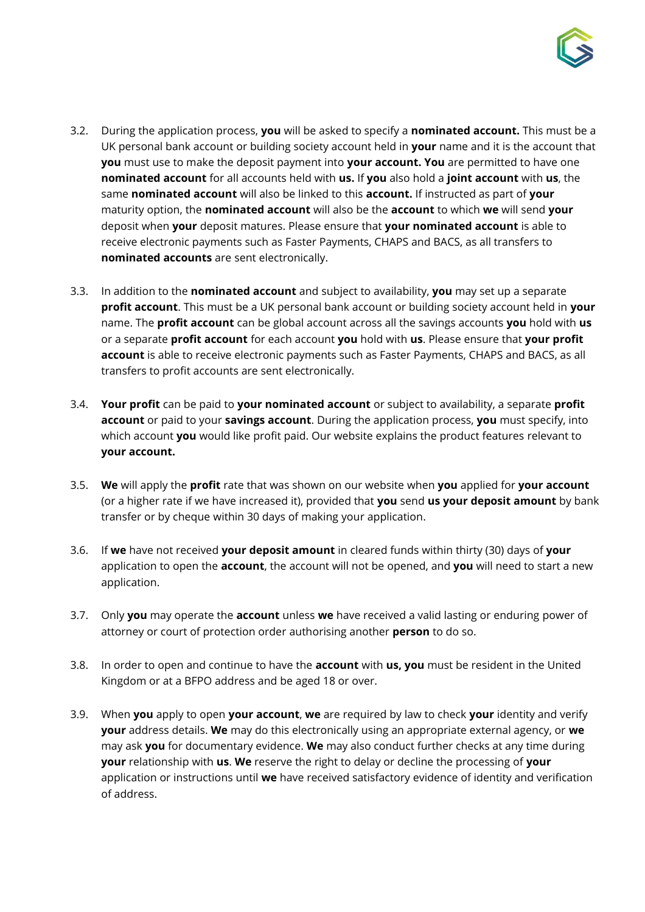3.2. During the application process, **you** will be asked to specify a **nominated account.** This must be a UK personal bank account or building society account held in **your** name and it is the account that **you** must use to make the deposit payment into **your account. You** are permitted to have one **nominated account** for all accounts held with **us.** If **you** also hold a **joint account** with **us**, the same **nominated account** will also be linked to this **account.** If instructed as part of **your** maturity option, the **nominated account** will also be the **account** to which **we** will send **your** deposit when **your** deposit matures. Please ensure that **your nominated account** is able to receive electronic payments such as Faster Payments, CHAPS and BACS, as all transfers to **nominated accounts** are sent electronically.

3.3. In addition to the **nominated account** and subject to availability, **you** may set up a separate **profit account**. This must be a UK personal bank account or building society account held in **your** name. The **profit account** can be global account across all the savings accounts **you** hold with **us** or a separate **profit account** for each account **you** hold with **us**. Please ensure that **your profit account** is able to receive electronic payments such as Faster Payments, CHAPS and BACS, as all transfers to profit accounts are sent electronically.

3.4. **Your profit** can be paid to **your nominated account** or subject to availability, a separate **profit account** or paid to your **savings account**. During the application process, **you** must specify, into which account **you** would like profit paid. Our website explains the product features relevant to **your account.**

3.5. **We** will apply the **profit** rate that was shown on our website when **you** applied for **your account** (or a higher rate if we have increased it), provided that **you** send **us your deposit amount** by bank transfer or by cheque within 30 days of making your application.

3.6. If **we** have not received **your deposit amount** in cleared funds within thirty (30) days of **your** application to open the **account**, the account will not be opened, and **you** will need to start a new application.

3.7. Only **you** may operate the **account** unless **we** have received a valid lasting or enduring power of attorney or court of protection order authorising another **person** to do so.

3.8. In order to open and continue to have the **account** with **us, you** must be resident in the United Kingdom or at a BFPO address and be aged 18 or over.

3.9. When **you** apply to open **your account**, **we** are required by law to check **your** identity and verify **your** address details. **We** may do this electronically using an appropriate external agency, or **we** may ask **you** for documentary evidence. **We** may also conduct further checks at any time during **your** relationship with **us**. **We** reserve the right to delay or decline the processing of **your** application or instructions until **we** have received satisfactory evidence of identity and verification of address.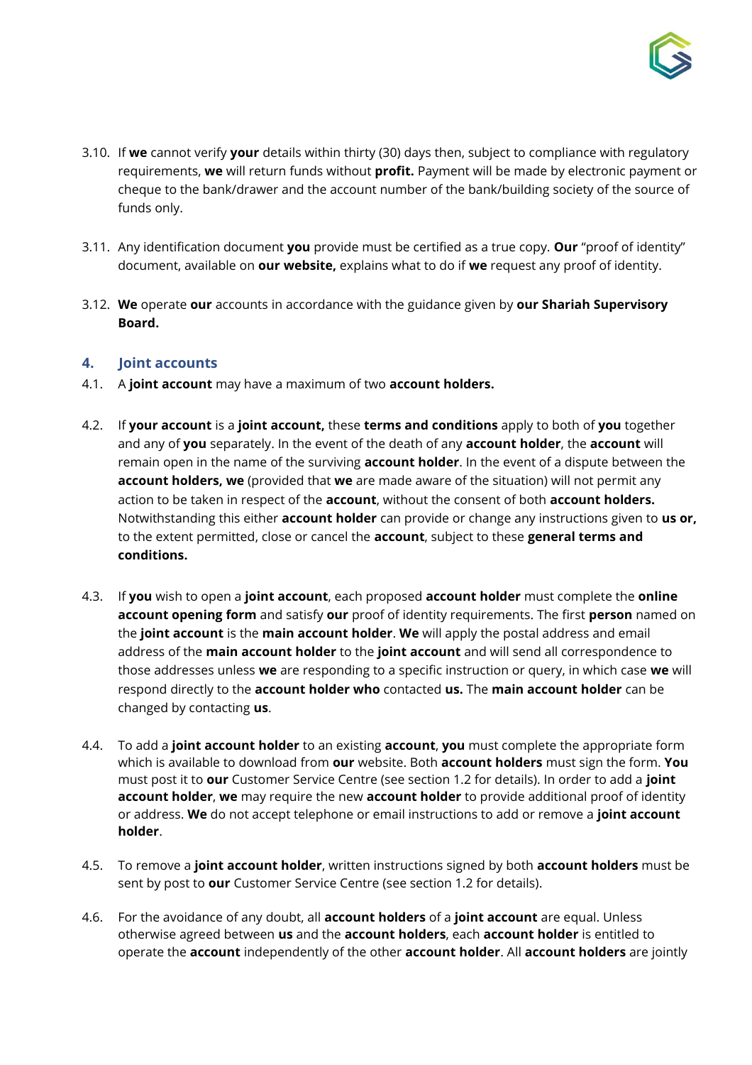3.10. If **we** cannot verify **your** details within thirty (30) days then, subject to compliance with regulatory requirements, **we** will return funds without **profit.** Payment will be made by electronic payment or cheque to the bank/drawer and the account number of the bank/building society of the source of funds only.

3.11. Any identification document **you** provide must be certified as a true copy. **Our** "proof of identity" document, available on **our website,** explains what to do if **we** request any proof of identity.

3.12. **We** operate **our** accounts in accordance with the guidance given by **our Shariah Supervisory Board.**

## 4. Joint accounts

4.1. A **joint account** may have a maximum of two **account holders.**

4.2. If **your account** is a **joint account,** these **terms and conditions** apply to both of **you** together and any of **you** separately. In the event of the death of any **account holder**, the **account** will remain open in the name of the surviving **account holder**. In the event of a dispute between the **account holders, we** (provided that **we** are made aware of the situation) will not permit any action to be taken in respect of the **account**, without the consent of both **account holders.** Notwithstanding this either **account holder** can provide or change any instructions given to **us or,** to the extent permitted, close or cancel the **account**, subject to these **general terms and conditions.**

4.3. If **you** wish to open a **joint account**, each proposed **account holder** must complete the **online account opening form** and satisfy **our** proof of identity requirements. The first **person** named on the **joint account** is the **main account holder**. **We** will apply the postal address and email address of the **main account holder** to the **joint account** and will send all correspondence to those addresses unless **we** are responding to a specific instruction or query, in which case **we** will respond directly to the **account holder who** contacted **us.** The **main account holder** can be changed by contacting **us**.

4.4. To add a **joint account holder** to an existing **account**, **you** must complete the appropriate form which is available to download from **our** website. Both **account holders** must sign the form. **You** must post it to **our** Customer Service Centre (see section 1.2 for details). In order to add a **joint account holder**, **we** may require the new **account holder** to provide additional proof of identity or address. **We** do not accept telephone or email instructions to add or remove a **joint account holder**.

4.5. To remove a **joint account holder**, written instructions signed by both **account holders** must be sent by post to **our** Customer Service Centre (see section 1.2 for details).

4.6. For the avoidance of any doubt, all **account holders** of a **joint account** are equal. Unless otherwise agreed between **us** and the **account holders**, each **account holder** is entitled to operate the **account** independently of the other **account holder**. All **account holders** are jointly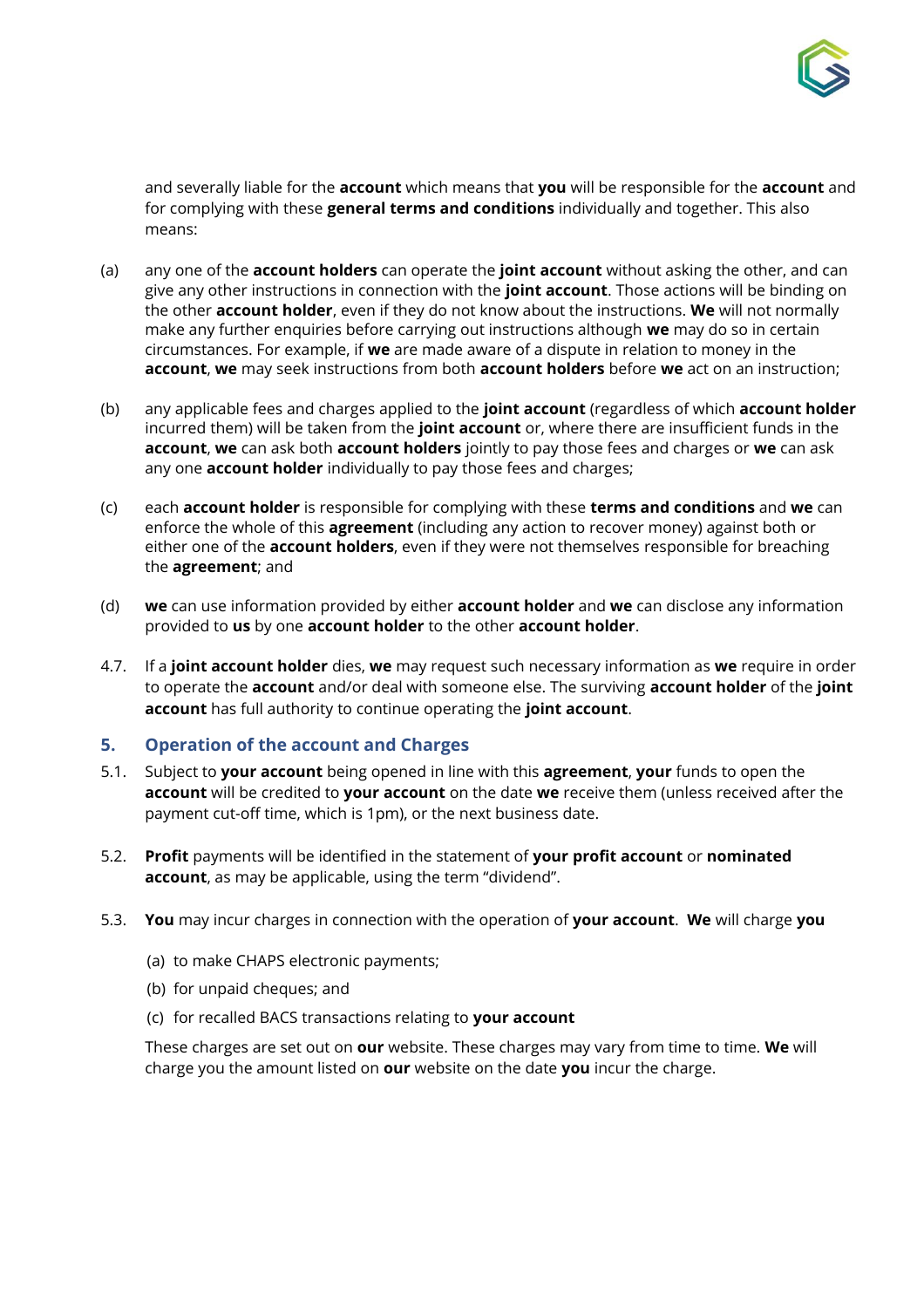and severally liable for the **account** which means that **you** will be responsible for the **account** and for complying with these **general terms and conditions** individually and together. This also means:

(a) any one of the **account holders** can operate the **joint account** without asking the other, and can give any other instructions in connection with the **joint account**. Those actions will be binding on the other **account holder**, even if they do not know about the instructions. **We** will not normally make any further enquiries before carrying out instructions although **we** may do so in certain circumstances. For example, if **we** are made aware of a dispute in relation to money in the **account**, **we** may seek instructions from both **account holders** before **we** act on an instruction;

(b) any applicable fees and charges applied to the **joint account** (regardless of which **account holder** incurred them) will be taken from the **joint account** or, where there are insufficient funds in the **account**, **we** can ask both **account holders** jointly to pay those fees and charges or **we** can ask any one **account holder** individually to pay those fees and charges;

(c) each **account holder** is responsible for complying with these **terms and conditions** and **we** can enforce the whole of this **agreement** (including any action to recover money) against both or either one of the **account holders**, even if they were not themselves responsible for breaching the **agreement**; and

(d) **we** can use information provided by either **account holder** and **we** can disclose any information provided to **us** by one **account holder** to the other **account holder**.

4.7. If a **joint account holder** dies, **we** may request such necessary information as **we** require in order to operate the **account** and/or deal with someone else. The surviving **account holder** of the **joint account** has full authority to continue operating the **joint account**.

## 5. Operation of the account and Charges

5.1. Subject to **your account** being opened in line with this **agreement**, **your** funds to open the **account** will be credited to **your account** on the date **we** receive them (unless received after the payment cut-off time, which is 1pm), or the next business date.

5.2. **Profit** payments will be identified in the statement of **your profit account** or **nominated account**, as may be applicable, using the term "dividend".

5.3. **You** may incur charges in connection with the operation of **your account**. **We** will charge **you**

(a) to make CHAPS electronic payments;

(b) for unpaid cheques; and

(c) for recalled BACS transactions relating to **your account**

These charges are set out on **our** website. These charges may vary from time to time. **We** will charge you the amount listed on **our** website on the date **you** incur the charge.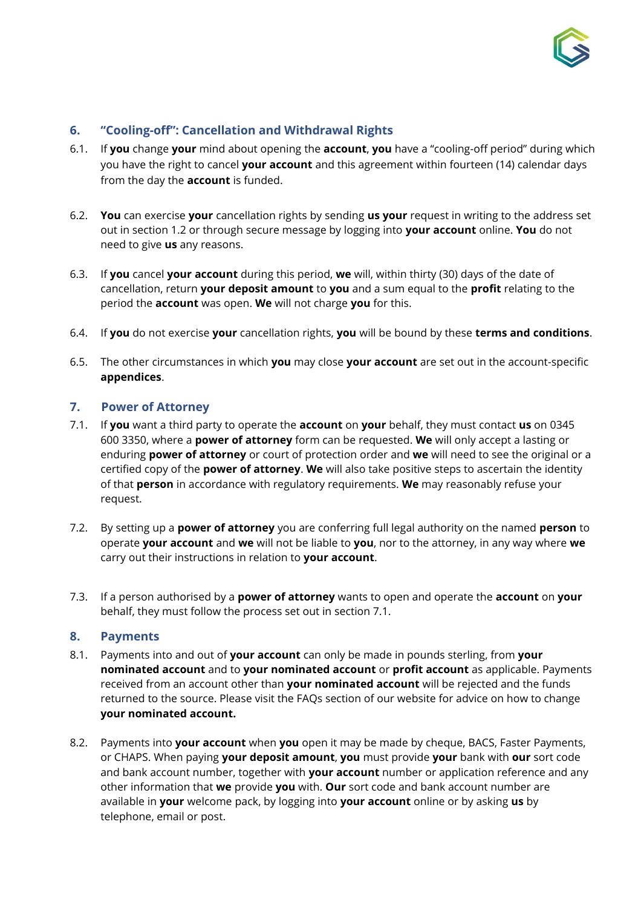## 6. "Cooling-off": Cancellation and Withdrawal Rights

6.1. If **you** change **your** mind about opening the **account**, **you** have a "cooling-off period" during which you have the right to cancel **your account** and this agreement within fourteen (14) calendar days from the day the **account** is funded.

6.2. **You** can exercise **your** cancellation rights by sending **us your** request in writing to the address set out in section 1.2 or through secure message by logging into **your account** online. **You** do not need to give **us** any reasons.

6.3. If **you** cancel **your account** during this period, **we** will, within thirty (30) days of the date of cancellation, return **your deposit amount** to **you** and a sum equal to the **profit** relating to the period the **account** was open. **We** will not charge **you** for this.

6.4. If **you** do not exercise **your** cancellation rights, **you** will be bound by these **terms and conditions**.

6.5. The other circumstances in which **you** may close **your account** are set out in the account-specific **appendices**.

## 7. Power of Attorney

7.1. If **you** want a third party to operate the **account** on **your** behalf, they must contact **us** on 0345 600 3350, where a **power of attorney** form can be requested. **We** will only accept a lasting or enduring **power of attorney** or court of protection order and **we** will need to see the original or a certified copy of the **power of attorney**. **We** will also take positive steps to ascertain the identity of that **person** in accordance with regulatory requirements. **We** may reasonably refuse your request.

7.2. By setting up a **power of attorney** you are conferring full legal authority on the named **person** to operate **your account** and **we** will not be liable to **you**, nor to the attorney, in any way where **we** carry out their instructions in relation to **your account**.

7.3. If a person authorised by a **power of attorney** wants to open and operate the **account** on **your** behalf, they must follow the process set out in section 7.1.

## 8. Payments

8.1. Payments into and out of **your account** can only be made in pounds sterling, from **your nominated account** and to **your nominated account** or **profit account** as applicable. Payments received from an account other than **your nominated account** will be rejected and the funds returned to the source. Please visit the FAQs section of our website for advice on how to change **your nominated account.**

8.2. Payments into **your account** when **you** open it may be made by cheque, BACS, Faster Payments, or CHAPS. When paying **your deposit amount**, **you** must provide **your** bank with **our** sort code and bank account number, together with **your account** number or application reference and any other information that **we** provide **you** with. **Our** sort code and bank account number are available in **your** welcome pack, by logging into **your account** online or by asking **us** by telephone, email or post.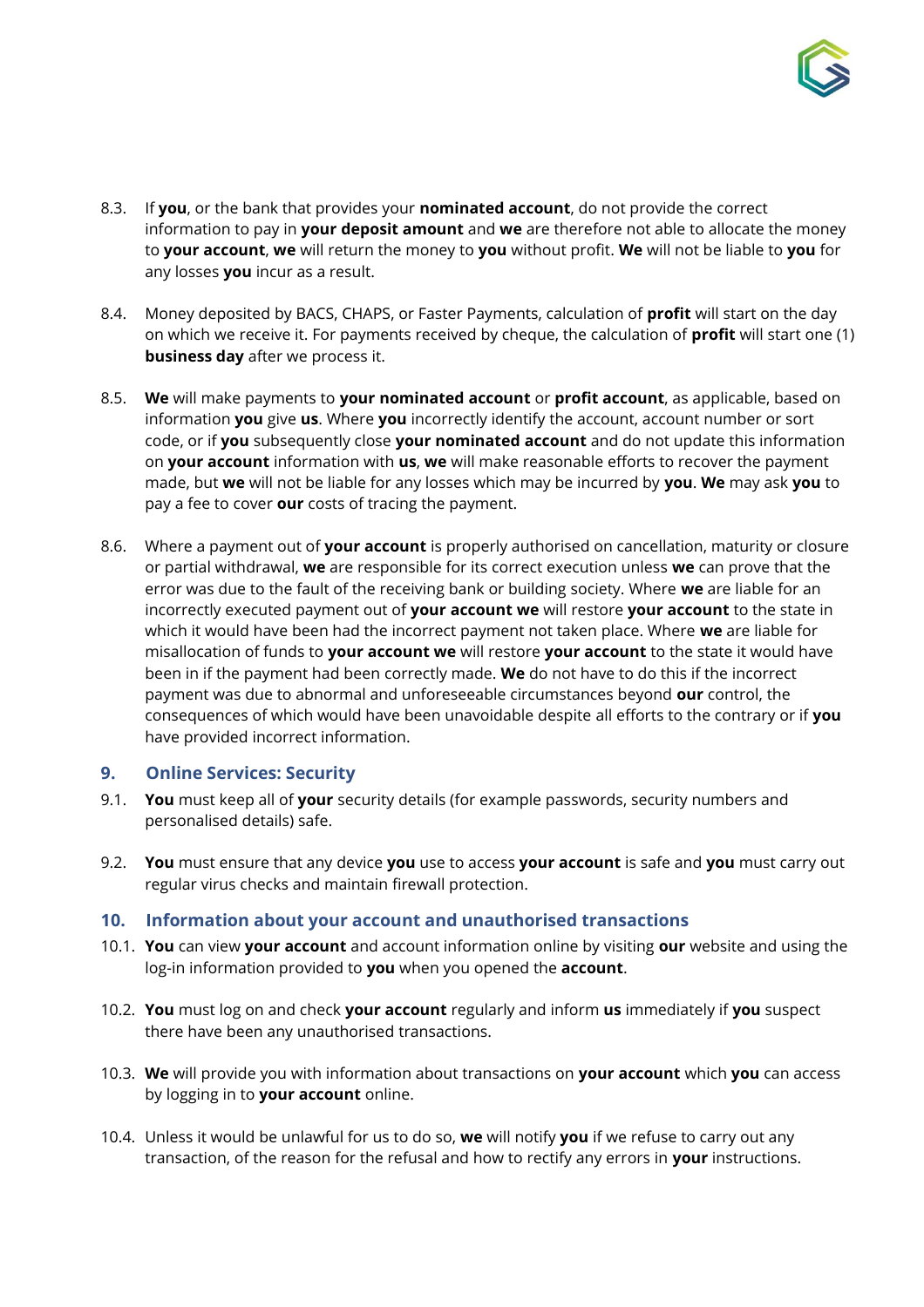8.3. If **you**, or the bank that provides your **nominated account**, do not provide the correct information to pay in **your deposit amount** and **we** are therefore not able to allocate the money to **your account**, **we** will return the money to **you** without profit. **We** will not be liable to **you** for any losses **you** incur as a result.

8.4. Money deposited by BACS, CHAPS, or Faster Payments, calculation of **profit** will start on the day on which we receive it. For payments received by cheque, the calculation of **profit** will start one (1) **business day** after we process it.

8.5. **We** will make payments to **your nominated account** or **profit account**, as applicable, based on information **you** give **us**. Where **you** incorrectly identify the account, account number or sort code, or if **you** subsequently close **your nominated account** and do not update this information on **your account** information with **us**, **we** will make reasonable efforts to recover the payment made, but **we** will not be liable for any losses which may be incurred by **you**. **We** may ask **you** to pay a fee to cover **our** costs of tracing the payment.

8.6. Where a payment out of **your account** is properly authorised on cancellation, maturity or closure or partial withdrawal, **we** are responsible for its correct execution unless **we** can prove that the error was due to the fault of the receiving bank or building society. Where **we** are liable for an incorrectly executed payment out of **your account we** will restore **your account** to the state in which it would have been had the incorrect payment not taken place. Where **we** are liable for misallocation of funds to **your account we** will restore **your account** to the state it would have been in if the payment had been correctly made. **We** do not have to do this if the incorrect payment was due to abnormal and unforeseeable circumstances beyond **our** control, the consequences of which would have been unavoidable despite all efforts to the contrary or if **you** have provided incorrect information.

## 9. Online Services: Security

9.1. **You** must keep all of **your** security details (for example passwords, security numbers and personalised details) safe.

9.2. **You** must ensure that any device **you** use to access **your account** is safe and **you** must carry out regular virus checks and maintain firewall protection.

## 10. Information about your account and unauthorised transactions

10.1. **You** can view **your account** and account information online by visiting **our** website and using the log-in information provided to **you** when you opened the **account**.

10.2. **You** must log on and check **your account** regularly and inform **us** immediately if **you** suspect there have been any unauthorised transactions.

10.3. **We** will provide you with information about transactions on **your account** which **you** can access by logging in to **your account** online.

10.4. Unless it would be unlawful for us to do so, **we** will notify **you** if we refuse to carry out any transaction, of the reason for the refusal and how to rectify any errors in **your** instructions.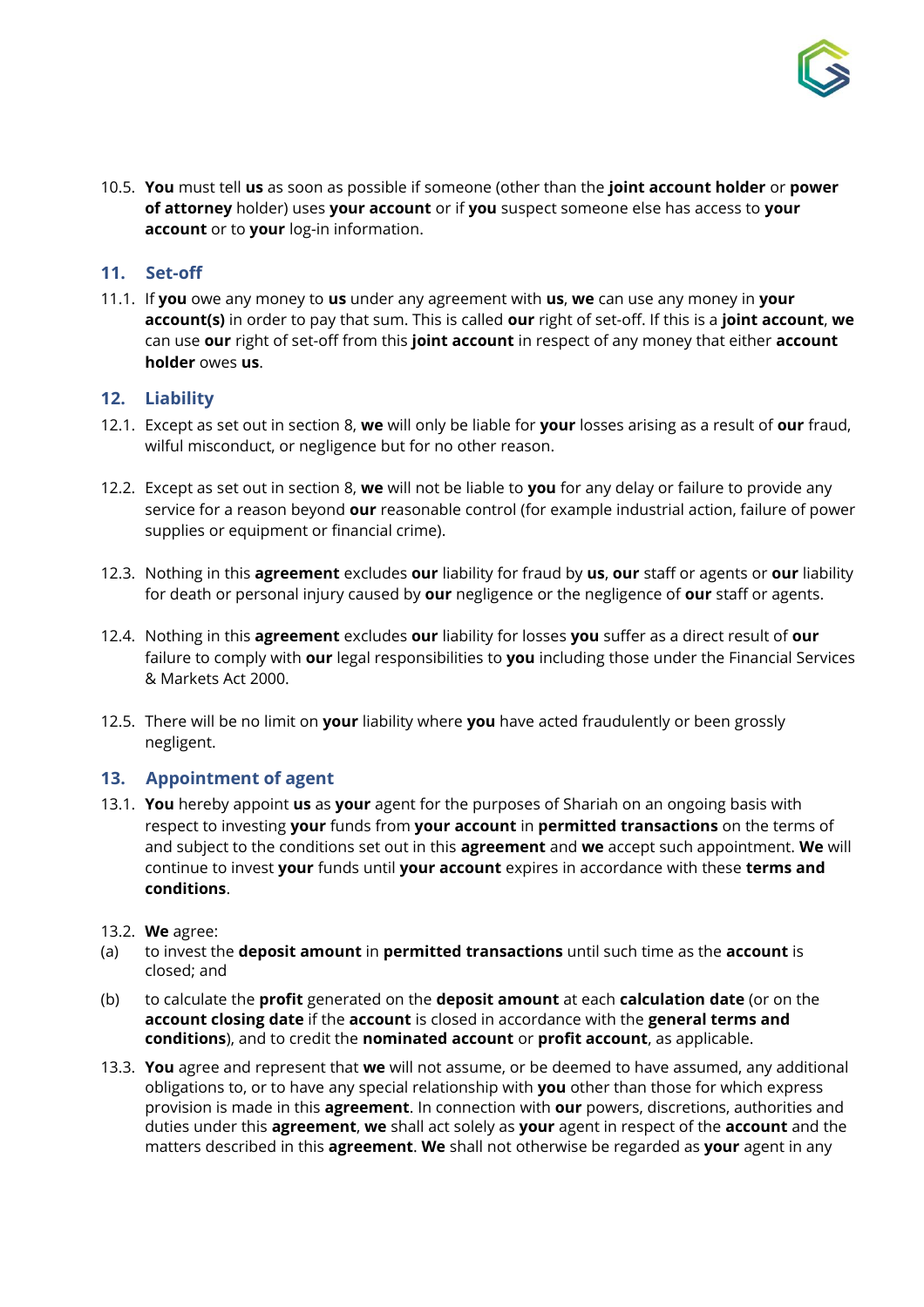10.5. **You** must tell **us** as soon as possible if someone (other than the **joint account holder** or **power of attorney** holder) uses **your account** or if **you** suspect someone else has access to **your account** or to **your** log-in information.

## 11. Set-off

11.1. If **you** owe any money to **us** under any agreement with **us**, **we** can use any money in **your account(s)** in order to pay that sum. This is called **our** right of set-off. If this is a **joint account**, **we** can use **our** right of set-off from this **joint account** in respect of any money that either **account holder** owes **us**.

## 12. Liability

12.1. Except as set out in section 8, **we** will only be liable for **your** losses arising as a result of **our** fraud, wilful misconduct, or negligence but for no other reason.

12.2. Except as set out in section 8, **we** will not be liable to **you** for any delay or failure to provide any service for a reason beyond **our** reasonable control (for example industrial action, failure of power supplies or equipment or financial crime).

12.3. Nothing in this **agreement** excludes **our** liability for fraud by **us**, **our** staff or agents or **our** liability for death or personal injury caused by **our** negligence or the negligence of **our** staff or agents.

12.4. Nothing in this **agreement** excludes **our** liability for losses **you** suffer as a direct result of **our** failure to comply with **our** legal responsibilities to **you** including those under the Financial Services & Markets Act 2000.

12.5. There will be no limit on **your** liability where **you** have acted fraudulently or been grossly negligent.

## 13. Appointment of agent

13.1. **You** hereby appoint **us** as **your** agent for the purposes of Shariah on an ongoing basis with respect to investing **your** funds from **your account** in **permitted transactions** on the terms of and subject to the conditions set out in this **agreement** and **we** accept such appointment. **We** will continue to invest **your** funds until **your account** expires in accordance with these **terms and conditions**.

13.2. **We** agree:

(a) to invest the **deposit amount** in **permitted transactions** until such time as the **account** is closed; and

(b) to calculate the **profit** generated on the **deposit amount** at each **calculation date** (or on the **account closing date** if the **account** is closed in accordance with the **general terms and conditions**), and to credit the **nominated account** or **profit account**, as applicable.

13.3. **You** agree and represent that **we** will not assume, or be deemed to have assumed, any additional obligations to, or to have any special relationship with **you** other than those for which express provision is made in this **agreement**. In connection with **our** powers, discretions, authorities and duties under this **agreement**, **we** shall act solely as **your** agent in respect of the **account** and the matters described in this **agreement**. **We** shall not otherwise be regarded as **your** agent in any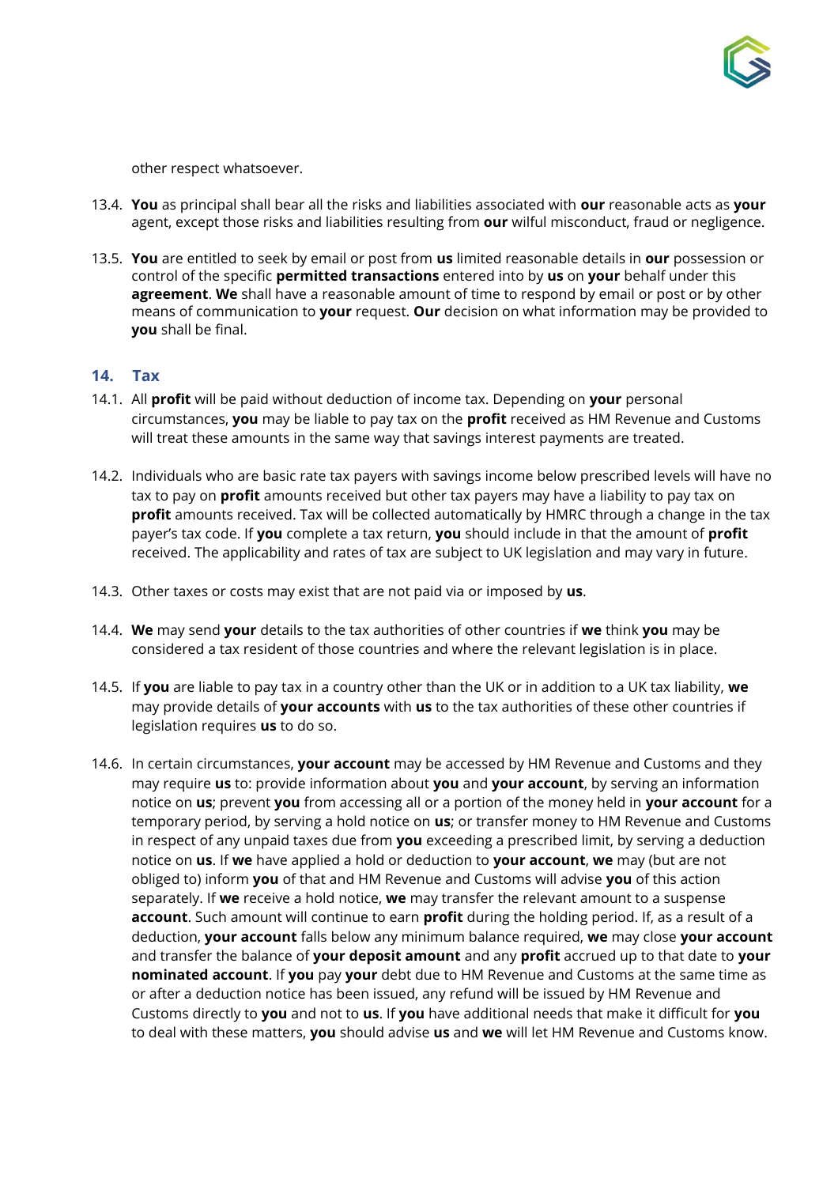other respect whatsoever.

13.4. **You** as principal shall bear all the risks and liabilities associated with **our** reasonable acts as **your** agent, except those risks and liabilities resulting from **our** wilful misconduct, fraud or negligence.

13.5. **You** are entitled to seek by email or post from **us** limited reasonable details in **our** possession or control of the specific **permitted transactions** entered into by **us** on **your** behalf under this **agreement**. **We** shall have a reasonable amount of time to respond by email or post or by other means of communication to **your** request. **Our** decision on what information may be provided to **you** shall be final.

## 14. Tax

14.1. All **profit** will be paid without deduction of income tax. Depending on **your** personal circumstances, **you** may be liable to pay tax on the **profit** received as HM Revenue and Customs will treat these amounts in the same way that savings interest payments are treated.

14.2. Individuals who are basic rate tax payers with savings income below prescribed levels will have no tax to pay on **profit** amounts received but other tax payers may have a liability to pay tax on **profit** amounts received. Tax will be collected automatically by HMRC through a change in the tax payer's tax code. If **you** complete a tax return, **you** should include in that the amount of **profit** received. The applicability and rates of tax are subject to UK legislation and may vary in future.

14.3. Other taxes or costs may exist that are not paid via or imposed by **us**.

14.4. **We** may send **your** details to the tax authorities of other countries if **we** think **you** may be considered a tax resident of those countries and where the relevant legislation is in place.

14.5. If **you** are liable to pay tax in a country other than the UK or in addition to a UK tax liability, **we** may provide details of **your accounts** with **us** to the tax authorities of these other countries if legislation requires **us** to do so.

14.6. In certain circumstances, **your account** may be accessed by HM Revenue and Customs and they may require **us** to: provide information about **you** and **your account**, by serving an information notice on **us**; prevent **you** from accessing all or a portion of the money held in **your account** for a temporary period, by serving a hold notice on **us**; or transfer money to HM Revenue and Customs in respect of any unpaid taxes due from **you** exceeding a prescribed limit, by serving a deduction notice on **us**. If **we** have applied a hold or deduction to **your account**, **we** may (but are not obliged to) inform **you** of that and HM Revenue and Customs will advise **you** of this action separately. If **we** receive a hold notice, **we** may transfer the relevant amount to a suspense **account**. Such amount will continue to earn **profit** during the holding period. If, as a result of a deduction, **your account** falls below any minimum balance required, **we** may close **your account** and transfer the balance of **your deposit amount** and any **profit** accrued up to that date to **your nominated account**. If **you** pay **your** debt due to HM Revenue and Customs at the same time as or after a deduction notice has been issued, any refund will be issued by HM Revenue and Customs directly to **you** and not to **us**. If **you** have additional needs that make it difficult for **you** to deal with these matters, **you** should advise **us** and **we** will let HM Revenue and Customs know.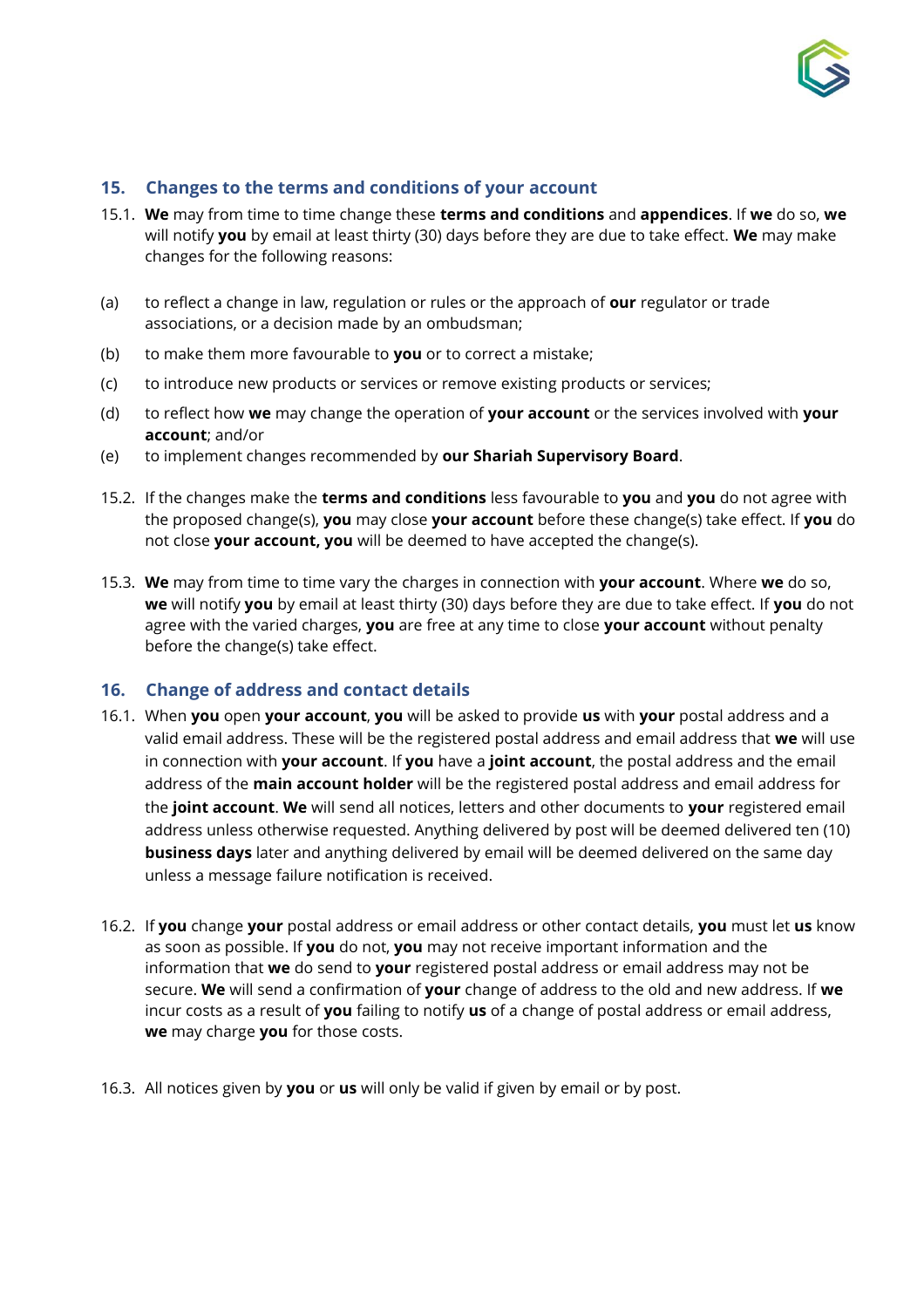## 15. Changes to the terms and conditions of your account

15.1. **We** may from time to time change these **terms and conditions** and **appendices**. If **we** do so, **we** will notify **you** by email at least thirty (30) days before they are due to take effect. **We** may make changes for the following reasons:

(a) to reflect a change in law, regulation or rules or the approach of **our** regulator or trade associations, or a decision made by an ombudsman;

(b) to make them more favourable to **you** or to correct a mistake;

(c) to introduce new products or services or remove existing products or services;

(d) to reflect how **we** may change the operation of **your account** or the services involved with **your account**; and/or

(e) to implement changes recommended by **our Shariah Supervisory Board**.

15.2. If the changes make the **terms and conditions** less favourable to **you** and **you** do not agree with the proposed change(s), **you** may close **your account** before these change(s) take effect. If **you** do not close **your account, you** will be deemed to have accepted the change(s).

15.3. **We** may from time to time vary the charges in connection with **your account**. Where **we** do so, **we** will notify **you** by email at least thirty (30) days before they are due to take effect. If **you** do not agree with the varied charges, **you** are free at any time to close **your account** without penalty before the change(s) take effect.

## 16. Change of address and contact details

16.1. When **you** open **your account**, **you** will be asked to provide **us** with **your** postal address and a valid email address. These will be the registered postal address and email address that **we** will use in connection with **your account**. If **you** have a **joint account**, the postal address and the email address of the **main account holder** will be the registered postal address and email address for the **joint account**. **We** will send all notices, letters and other documents to **your** registered email address unless otherwise requested. Anything delivered by post will be deemed delivered ten (10) **business days** later and anything delivered by email will be deemed delivered on the same day unless a message failure notification is received.

16.2. If **you** change **your** postal address or email address or other contact details, **you** must let **us** know as soon as possible. If **you** do not, **you** may not receive important information and the information that **we** do send to **your** registered postal address or email address may not be secure. **We** will send a confirmation of **your** change of address to the old and new address. If **we** incur costs as a result of **you** failing to notify **us** of a change of postal address or email address, **we** may charge **you** for those costs.

16.3. All notices given by **you** or **us** will only be valid if given by email or by post.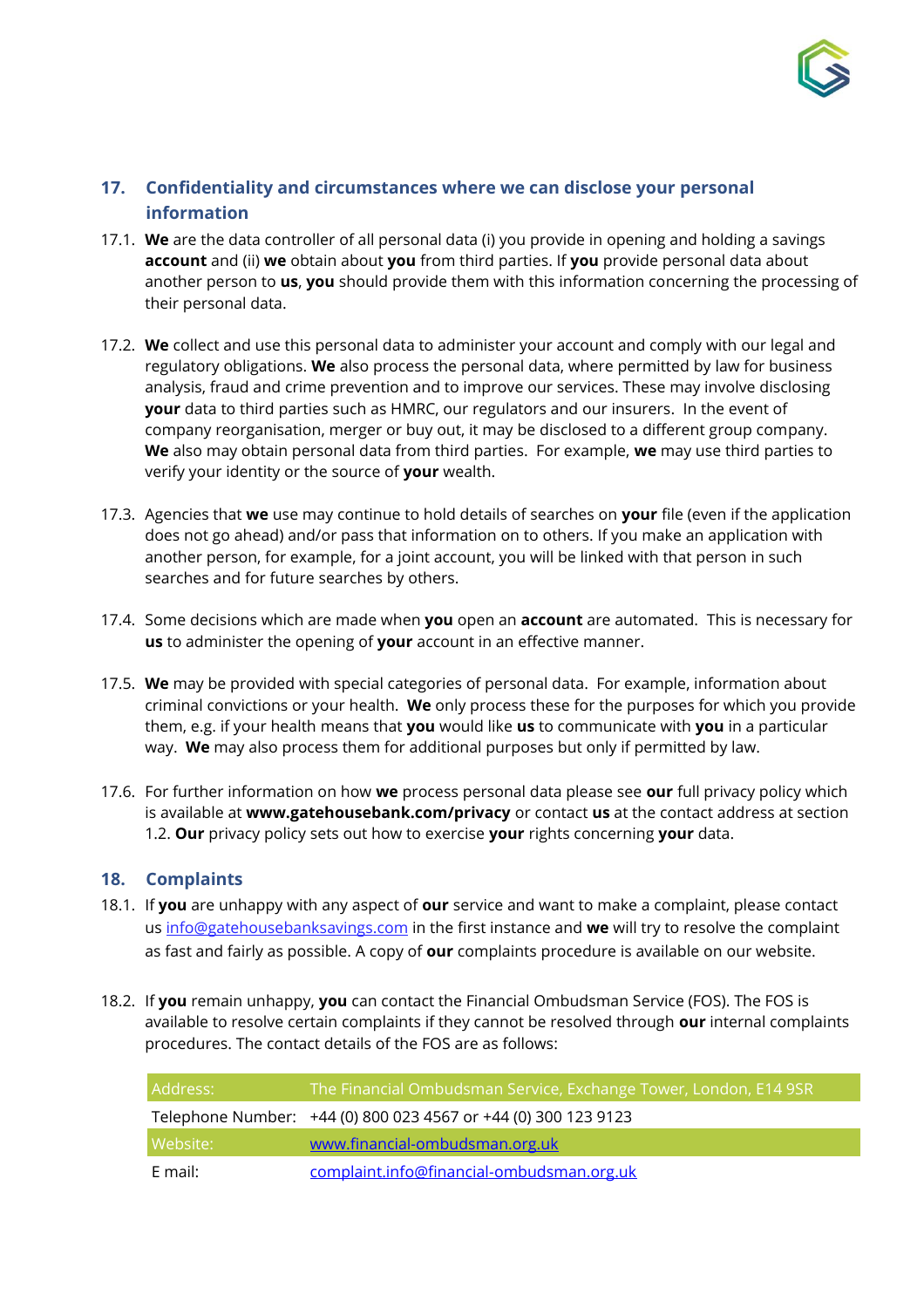## 17. Confidentiality and circumstances where we can disclose your personal information

17.1. **We** are the data controller of all personal data (i) you provide in opening and holding a savings **account** and (ii) **we** obtain about **you** from third parties. If **you** provide personal data about another person to **us**, **you** should provide them with this information concerning the processing of their personal data.

17.2. **We** collect and use this personal data to administer your account and comply with our legal and regulatory obligations. **We** also process the personal data, where permitted by law for business analysis, fraud and crime prevention and to improve our services. These may involve disclosing **your** data to third parties such as HMRC, our regulators and our insurers. In the event of company reorganisation, merger or buy out, it may be disclosed to a different group company. **We** also may obtain personal data from third parties. For example, **we** may use third parties to verify your identity or the source of **your** wealth.

17.3. Agencies that **we** use may continue to hold details of searches on **your** file (even if the application does not go ahead) and/or pass that information on to others. If you make an application with another person, for example, for a joint account, you will be linked with that person in such searches and for future searches by others.

17.4. Some decisions which are made when **you** open an **account** are automated. This is necessary for **us** to administer the opening of **your** account in an effective manner.

17.5. **We** may be provided with special categories of personal data. For example, information about criminal convictions or your health. **We** only process these for the purposes for which you provide them, e.g. if your health means that **you** would like **us** to communicate with **you** in a particular way. **We** may also process them for additional purposes but only if permitted by law.

17.6. For further information on how **we** process personal data please see **our** full privacy policy which is available at **www.gatehousebank.com/privacy** or contact **us** at the contact address at section 1.2. **Our** privacy policy sets out how to exercise **your** rights concerning **your** data.

## 18. Complaints

18.1. If **you** are unhappy with any aspect of **our** service and want to make a complaint, please contact us info@gatehousebanksavings.com in the first instance and **we** will try to resolve the complaint as fast and fairly as possible. A copy of **our** complaints procedure is available on our website.

18.2. If **you** remain unhappy, **you** can contact the Financial Ombudsman Service (FOS). The FOS is available to resolve certain complaints if they cannot be resolved through **our** internal complaints procedures. The contact details of the FOS are as follows:

| | |
|---|---|
| Address: | The Financial Ombudsman Service, Exchange Tower, London, E14 9SR |
| Telephone Number: | +44 (0) 800 023 4567 or +44 (0) 300 123 9123 |
| Website: | www.financial-ombudsman.org.uk |
| E mail: | complaint.info@financial-ombudsman.org.uk |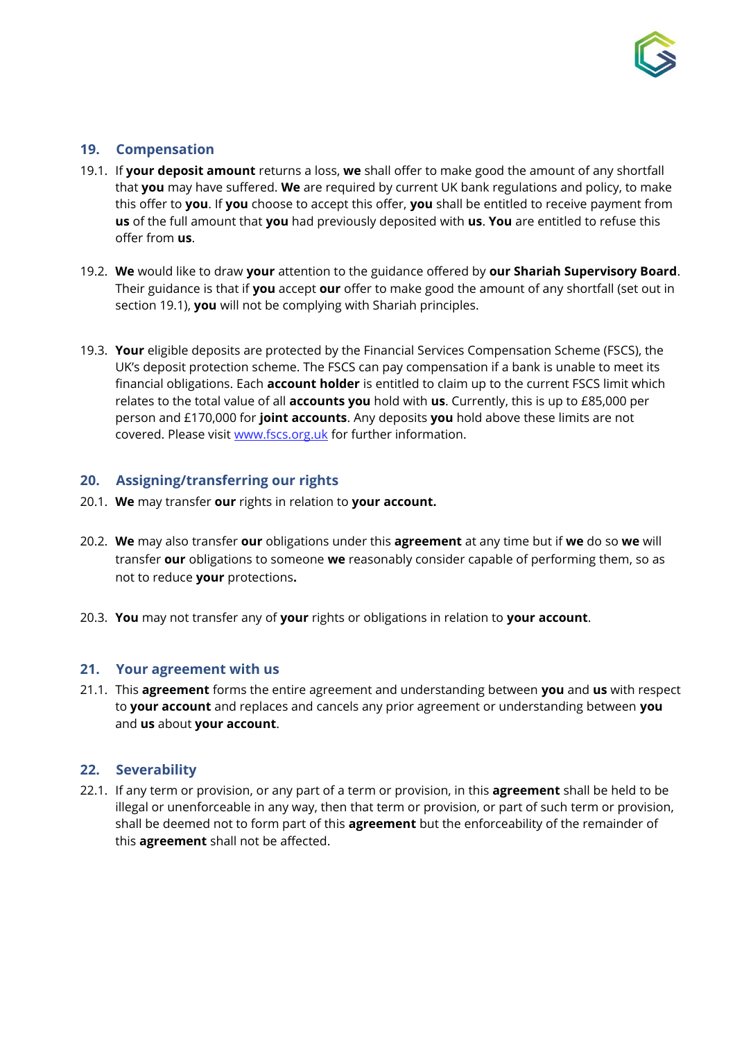## 19. Compensation

19.1. If **your deposit amount** returns a loss, **we** shall offer to make good the amount of any shortfall that **you** may have suffered. **We** are required by current UK bank regulations and policy, to make this offer to **you**. If **you** choose to accept this offer, **you** shall be entitled to receive payment from **us** of the full amount that **you** had previously deposited with **us**. **You** are entitled to refuse this offer from **us**.

19.2. **We** would like to draw **your** attention to the guidance offered by **our Shariah Supervisory Board**. Their guidance is that if **you** accept **our** offer to make good the amount of any shortfall (set out in section 19.1), **you** will not be complying with Shariah principles.

19.3. **Your** eligible deposits are protected by the Financial Services Compensation Scheme (FSCS), the UK's deposit protection scheme. The FSCS can pay compensation if a bank is unable to meet its financial obligations. Each **account holder** is entitled to claim up to the current FSCS limit which relates to the total value of all **accounts you** hold with **us**. Currently, this is up to £85,000 per person and £170,000 for **joint accounts**. Any deposits **you** hold above these limits are not covered. Please visit www.fscs.org.uk for further information.

## 20. Assigning/transferring our rights

20.1. **We** may transfer **our** rights in relation to **your account.**

20.2. **We** may also transfer **our** obligations under this **agreement** at any time but if **we** do so **we** will transfer **our** obligations to someone **we** reasonably consider capable of performing them, so as not to reduce **your** protections**.**

20.3. **You** may not transfer any of **your** rights or obligations in relation to **your account**.

## 21. Your agreement with us

21.1. This **agreement** forms the entire agreement and understanding between **you** and **us** with respect to **your account** and replaces and cancels any prior agreement or understanding between **you** and **us** about **your account**.

## 22. Severability

22.1. If any term or provision, or any part of a term or provision, in this **agreement** shall be held to be illegal or unenforceable in any way, then that term or provision, or part of such term or provision, shall be deemed not to form part of this **agreement** but the enforceability of the remainder of this **agreement** shall not be affected.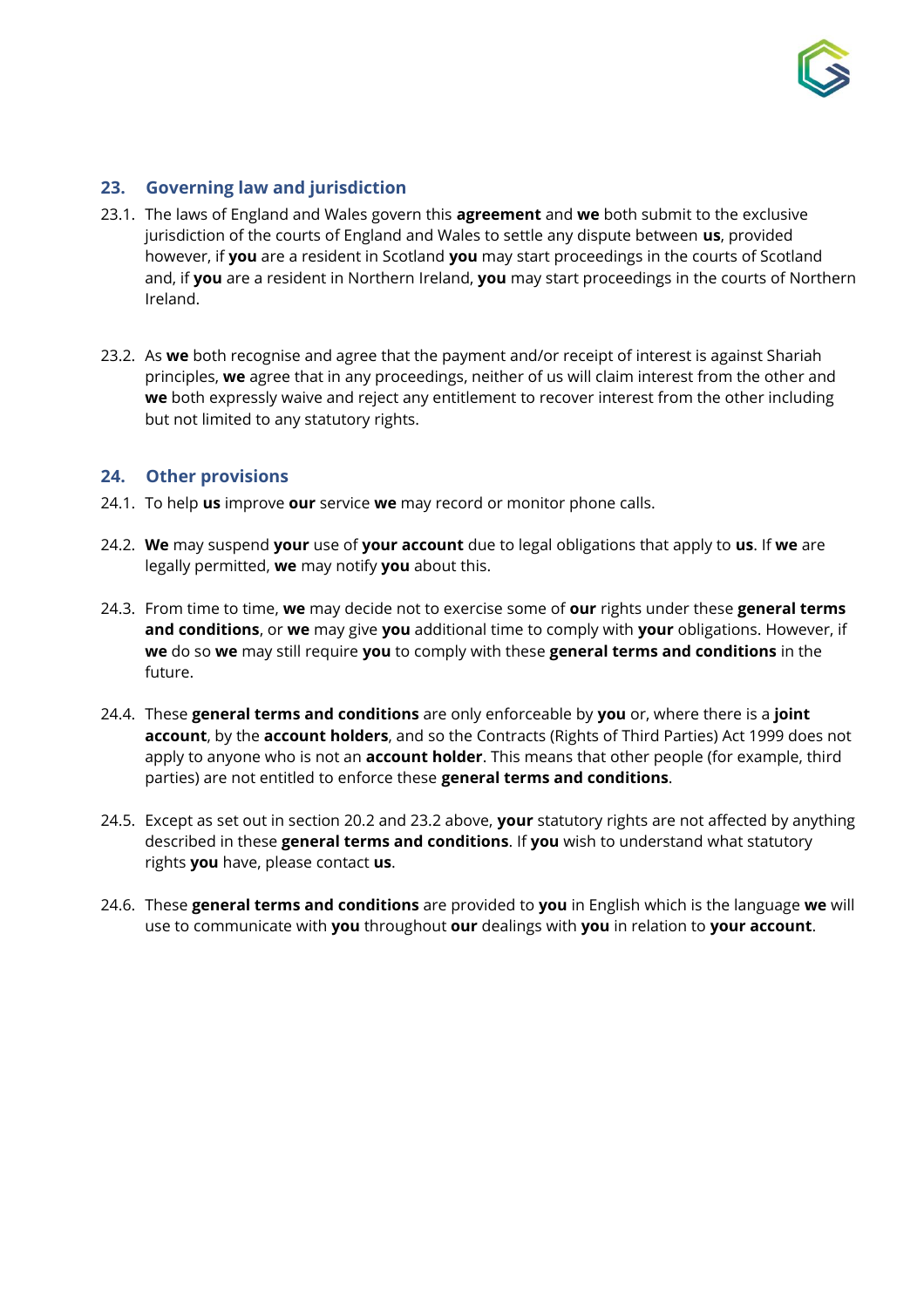## 23. Governing law and jurisdiction

23.1. The laws of England and Wales govern this **agreement** and **we** both submit to the exclusive jurisdiction of the courts of England and Wales to settle any dispute between **us**, provided however, if **you** are a resident in Scotland **you** may start proceedings in the courts of Scotland and, if **you** are a resident in Northern Ireland, **you** may start proceedings in the courts of Northern Ireland.

23.2. As **we** both recognise and agree that the payment and/or receipt of interest is against Shariah principles, **we** agree that in any proceedings, neither of us will claim interest from the other and **we** both expressly waive and reject any entitlement to recover interest from the other including but not limited to any statutory rights.

## 24. Other provisions

24.1. To help **us** improve **our** service **we** may record or monitor phone calls.

24.2. **We** may suspend **your** use of **your account** due to legal obligations that apply to **us**. If **we** are legally permitted, **we** may notify **you** about this.

24.3. From time to time, **we** may decide not to exercise some of **our** rights under these **general terms and conditions**, or **we** may give **you** additional time to comply with **your** obligations. However, if **we** do so **we** may still require **you** to comply with these **general terms and conditions** in the future.

24.4. These **general terms and conditions** are only enforceable by **you** or, where there is a **joint account**, by the **account holders**, and so the Contracts (Rights of Third Parties) Act 1999 does not apply to anyone who is not an **account holder**. This means that other people (for example, third parties) are not entitled to enforce these **general terms and conditions**.

24.5. Except as set out in section 20.2 and 23.2 above, **your** statutory rights are not affected by anything described in these **general terms and conditions**. If **you** wish to understand what statutory rights **you** have, please contact **us**.

24.6. These **general terms and conditions** are provided to **you** in English which is the language **we** will use to communicate with **you** throughout **our** dealings with **you** in relation to **your account**.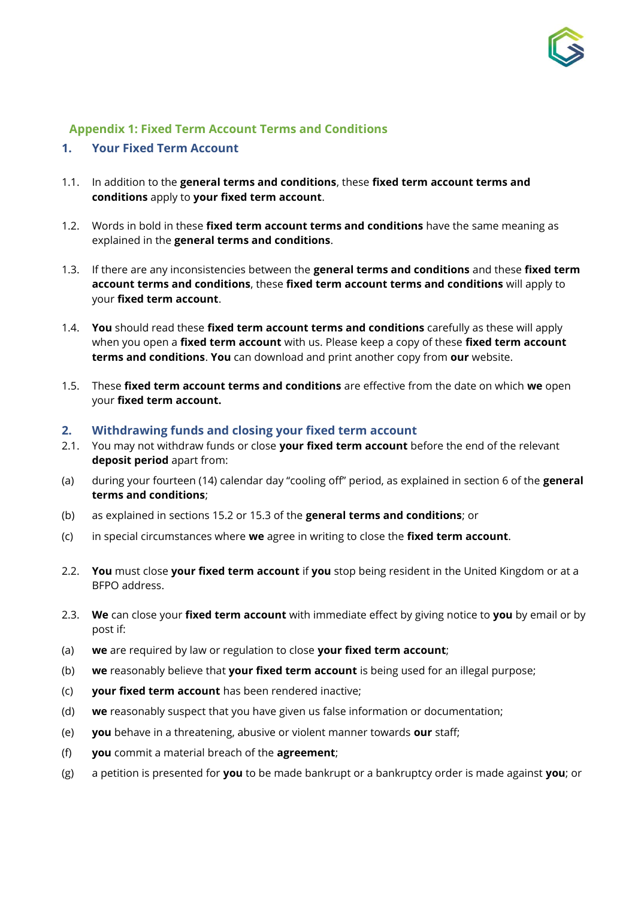## Appendix 1: Fixed Term Account Terms and Conditions

### 1. Your Fixed Term Account

1.1. In addition to the **general terms and conditions**, these **fixed term account terms and conditions** apply to **your fixed term account**.

1.2. Words in bold in these **fixed term account terms and conditions** have the same meaning as explained in the **general terms and conditions**.

1.3. If there are any inconsistencies between the **general terms and conditions** and these **fixed term account terms and conditions**, these **fixed term account terms and conditions** will apply to your **fixed term account**.

1.4. **You** should read these **fixed term account terms and conditions** carefully as these will apply when you open a **fixed term account** with us. Please keep a copy of these **fixed term account terms and conditions**. **You** can download and print another copy from **our** website.

1.5. These **fixed term account terms and conditions** are effective from the date on which **we** open your **fixed term account.**

### 2. Withdrawing funds and closing your fixed term account

2.1. You may not withdraw funds or close **your fixed term account** before the end of the relevant **deposit period** apart from:

(a) during your fourteen (14) calendar day "cooling off" period, as explained in section 6 of the **general terms and conditions**;

(b) as explained in sections 15.2 or 15.3 of the **general terms and conditions**; or

(c) in special circumstances where **we** agree in writing to close the **fixed term account**.

2.2. **You** must close **your fixed term account** if **you** stop being resident in the United Kingdom or at a BFPO address.

2.3. **We** can close your **fixed term account** with immediate effect by giving notice to **you** by email or by post if:

(a) **we** are required by law or regulation to close **your fixed term account**;

(b) **we** reasonably believe that **your fixed term account** is being used for an illegal purpose;

(c) **your fixed term account** has been rendered inactive;

(d) **we** reasonably suspect that you have given us false information or documentation;

(e) **you** behave in a threatening, abusive or violent manner towards **our** staff;

(f) **you** commit a material breach of the **agreement**;

(g) a petition is presented for **you** to be made bankrupt or a bankruptcy order is made against **you**; or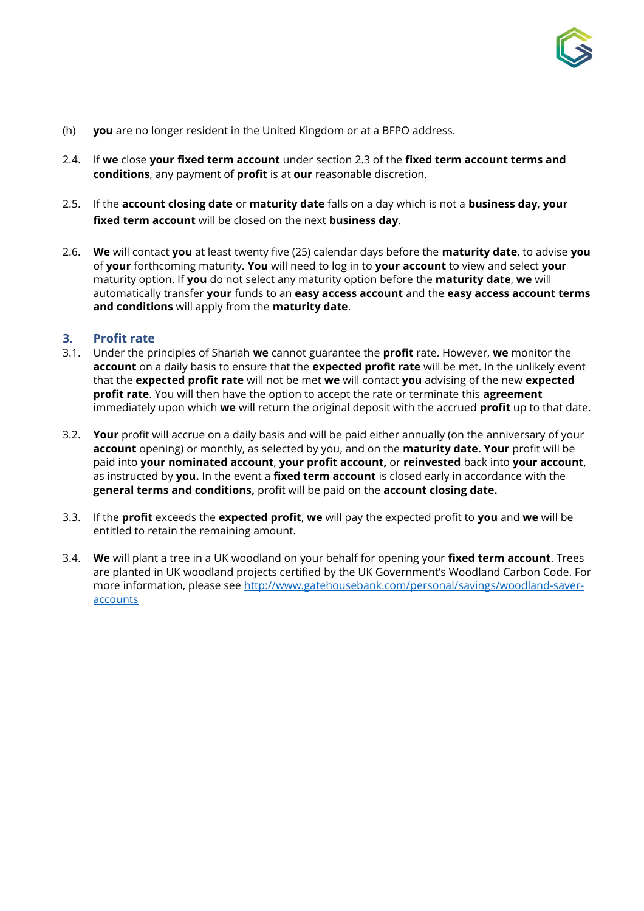(h) **you** are no longer resident in the United Kingdom or at a BFPO address.

2.4. If **we** close **your fixed term account** under section 2.3 of the **fixed term account terms and conditions**, any payment of **profit** is at **our** reasonable discretion.

2.5. If the **account closing date** or **maturity date** falls on a day which is not a **business day**, **your fixed term account** will be closed on the next **business day**.

2.6. **We** will contact **you** at least twenty five (25) calendar days before the **maturity date**, to advise **you** of **your** forthcoming maturity. **You** will need to log in to **your account** to view and select **your** maturity option. If **you** do not select any maturity option before the **maturity date**, **we** will automatically transfer **your** funds to an **easy access account** and the **easy access account terms and conditions** will apply from the **maturity date**.

## 3. Profit rate

3.1. Under the principles of Shariah **we** cannot guarantee the **profit** rate. However, **we** monitor the **account** on a daily basis to ensure that the **expected profit rate** will be met. In the unlikely event that the **expected profit rate** will not be met **we** will contact **you** advising of the new **expected profit rate**. You will then have the option to accept the rate or terminate this **agreement** immediately upon which **we** will return the original deposit with the accrued **profit** up to that date.

3.2. **Your** profit will accrue on a daily basis and will be paid either annually (on the anniversary of your **account** opening) or monthly, as selected by you, and on the **maturity date. Your** profit will be paid into **your nominated account**, **your profit account,** or **reinvested** back into **your account**, as instructed by **you.** In the event a **fixed term account** is closed early in accordance with the **general terms and conditions,** profit will be paid on the **account closing date.**

3.3. If the **profit** exceeds the **expected profit**, **we** will pay the expected profit to **you** and **we** will be entitled to retain the remaining amount.

3.4. **We** will plant a tree in a UK woodland on your behalf for opening your **fixed term account**. Trees are planted in UK woodland projects certified by the UK Government's Woodland Carbon Code. For more information, please see [http://www.gatehousebank.com/personal/savings/woodland-saver-accounts](http://www.gatehousebank.com/personal/savings/woodland-saver-accounts)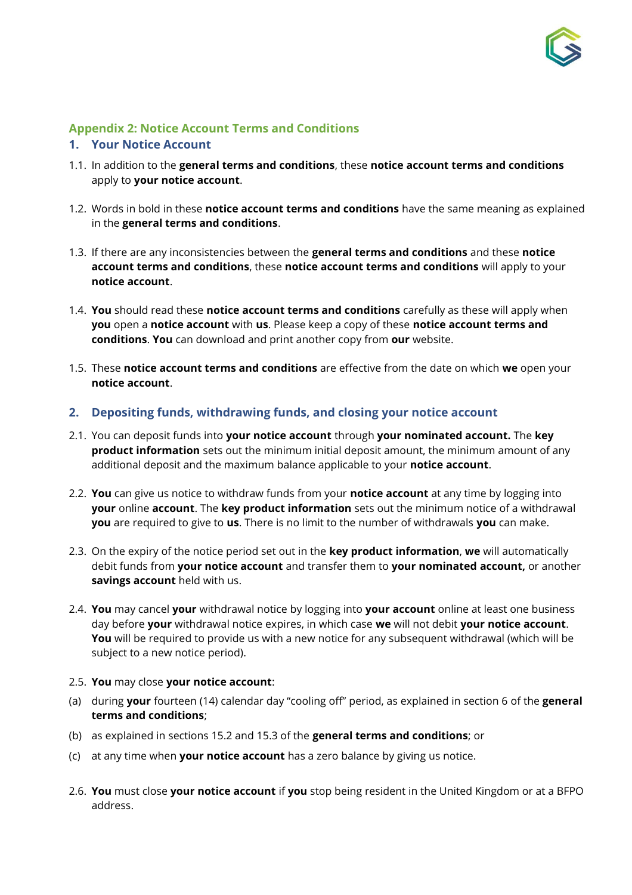## Appendix 2: Notice Account Terms and Conditions

### 1. Your Notice Account

1.1. In addition to the **general terms and conditions**, these **notice account terms and conditions** apply to **your notice account**.

1.2. Words in bold in these **notice account terms and conditions** have the same meaning as explained in the **general terms and conditions**.

1.3. If there are any inconsistencies between the **general terms and conditions** and these **notice account terms and conditions**, these **notice account terms and conditions** will apply to your **notice account**.

1.4. **You** should read these **notice account terms and conditions** carefully as these will apply when **you** open a **notice account** with **us**. Please keep a copy of these **notice account terms and conditions**. **You** can download and print another copy from **our** website.

1.5. These **notice account terms and conditions** are effective from the date on which **we** open your **notice account**.

### 2. Depositing funds, withdrawing funds, and closing your notice account

2.1. You can deposit funds into **your notice account** through **your nominated account.** The **key product information** sets out the minimum initial deposit amount, the minimum amount of any additional deposit and the maximum balance applicable to your **notice account**.

2.2. **You** can give us notice to withdraw funds from your **notice account** at any time by logging into **your** online **account**. The **key product information** sets out the minimum notice of a withdrawal **you** are required to give to **us**. There is no limit to the number of withdrawals **you** can make.

2.3. On the expiry of the notice period set out in the **key product information**, **we** will automatically debit funds from **your notice account** and transfer them to **your nominated account,** or another **savings account** held with us.

2.4. **You** may cancel **your** withdrawal notice by logging into **your account** online at least one business day before **your** withdrawal notice expires, in which case **we** will not debit **your notice account**. **You** will be required to provide us with a new notice for any subsequent withdrawal (which will be subject to a new notice period).

2.5. **You** may close **your notice account**:

(a) during **your** fourteen (14) calendar day "cooling off" period, as explained in section 6 of the **general terms and conditions**;

(b) as explained in sections 15.2 and 15.3 of the **general terms and conditions**; or

(c) at any time when **your notice account** has a zero balance by giving us notice.

2.6. **You** must close **your notice account** if **you** stop being resident in the United Kingdom or at a BFPO address.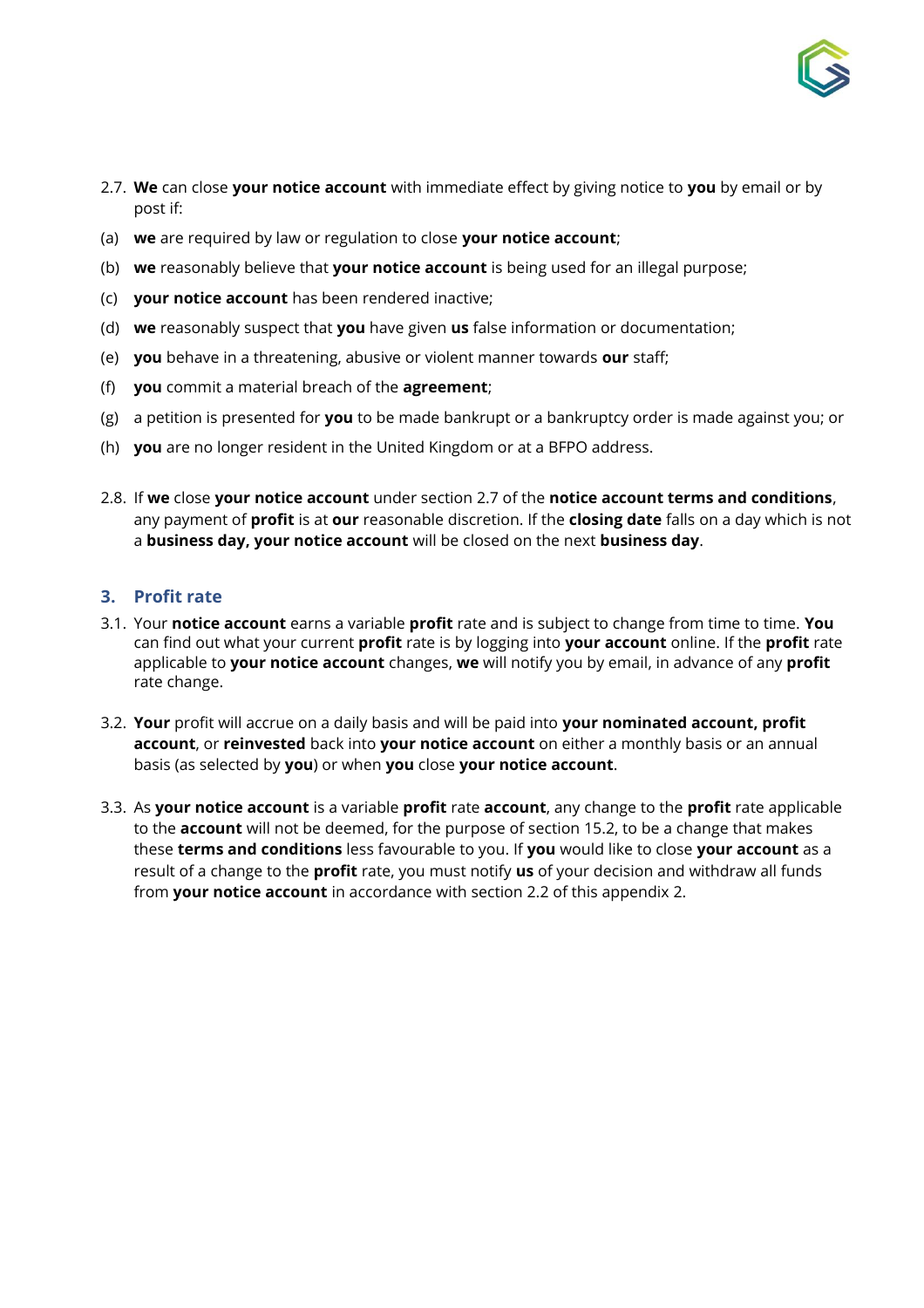2.7. **We** can close **your notice account** with immediate effect by giving notice to **you** by email or by post if:

(a) **we** are required by law or regulation to close **your notice account**;

(b) **we** reasonably believe that **your notice account** is being used for an illegal purpose;

(c) **your notice account** has been rendered inactive;

(d) **we** reasonably suspect that **you** have given **us** false information or documentation;

(e) **you** behave in a threatening, abusive or violent manner towards **our** staff;

(f) **you** commit a material breach of the **agreement**;

(g) a petition is presented for **you** to be made bankrupt or a bankruptcy order is made against you; or

(h) **you** are no longer resident in the United Kingdom or at a BFPO address.

2.8. If **we** close **your notice account** under section 2.7 of the **notice account terms and conditions**, any payment of **profit** is at **our** reasonable discretion. If the **closing date** falls on a day which is not a **business day, your notice account** will be closed on the next **business day**.

## 3. Profit rate

3.1. Your **notice account** earns a variable **profit** rate and is subject to change from time to time. **You** can find out what your current **profit** rate is by logging into **your account** online. If the **profit** rate applicable to **your notice account** changes, **we** will notify you by email, in advance of any **profit** rate change.

3.2. **Your** profit will accrue on a daily basis and will be paid into **your nominated account, profit account**, or **reinvested** back into **your notice account** on either a monthly basis or an annual basis (as selected by **you**) or when **you** close **your notice account**.

3.3. As **your notice account** is a variable **profit** rate **account**, any change to the **profit** rate applicable to the **account** will not be deemed, for the purpose of section 15.2, to be a change that makes these **terms and conditions** less favourable to you. If **you** would like to close **your account** as a result of a change to the **profit** rate, you must notify **us** of your decision and withdraw all funds from **your notice account** in accordance with section 2.2 of this appendix 2.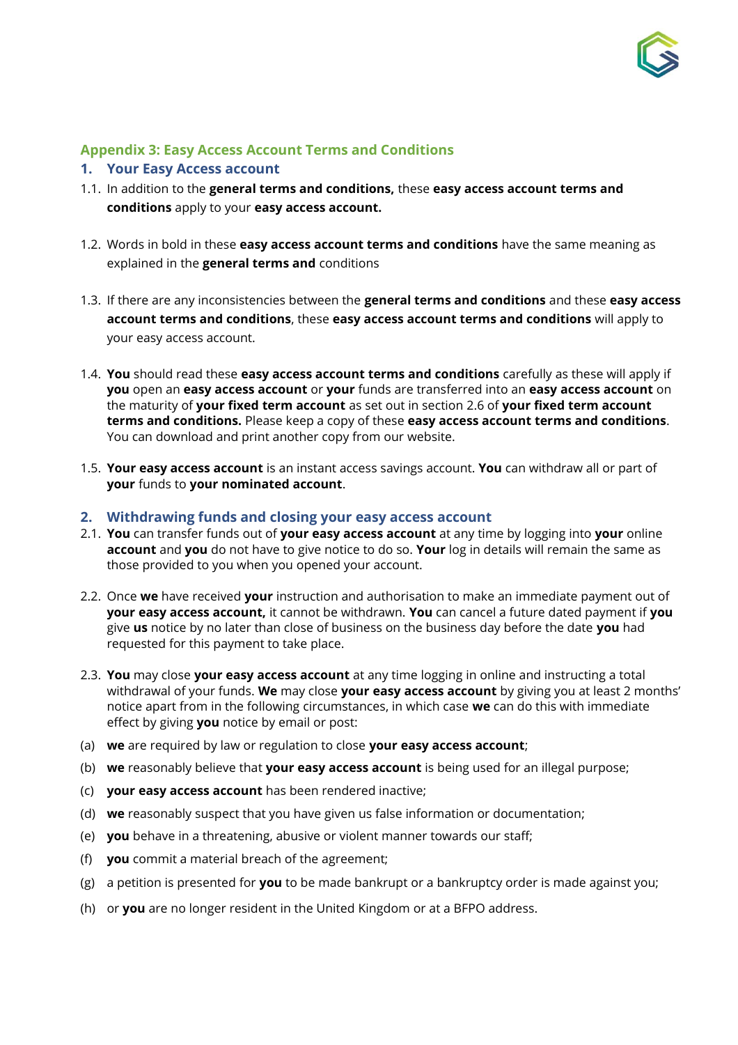## Appendix 3: Easy Access Account Terms and Conditions

### 1. Your Easy Access account

1.1. In addition to the **general terms and conditions,** these **easy access account terms and conditions** apply to your **easy access account.**

1.2. Words in bold in these **easy access account terms and conditions** have the same meaning as explained in the **general terms and** conditions

1.3. If there are any inconsistencies between the **general terms and conditions** and these **easy access account terms and conditions**, these **easy access account terms and conditions** will apply to your easy access account.

1.4. **You** should read these **easy access account terms and conditions** carefully as these will apply if **you** open an **easy access account** or **your** funds are transferred into an **easy access account** on the maturity of **your fixed term account** as set out in section 2.6 of **your fixed term account terms and conditions.** Please keep a copy of these **easy access account terms and conditions**. You can download and print another copy from our website.

1.5. **Your easy access account** is an instant access savings account. **You** can withdraw all or part of **your** funds to **your nominated account**.

### 2. Withdrawing funds and closing your easy access account

2.1. **You** can transfer funds out of **your easy access account** at any time by logging into **your** online **account** and **you** do not have to give notice to do so. **Your** log in details will remain the same as those provided to you when you opened your account.

2.2. Once **we** have received **your** instruction and authorisation to make an immediate payment out of **your easy access account,** it cannot be withdrawn. **You** can cancel a future dated payment if **you** give **us** notice by no later than close of business on the business day before the date **you** had requested for this payment to take place.

2.3. **You** may close **your easy access account** at any time logging in online and instructing a total withdrawal of your funds. **We** may close **your easy access account** by giving you at least 2 months' notice apart from in the following circumstances, in which case **we** can do this with immediate effect by giving **you** notice by email or post:

(a) **we** are required by law or regulation to close **your easy access account**;

(b) **we** reasonably believe that **your easy access account** is being used for an illegal purpose;

(c) **your easy access account** has been rendered inactive;

(d) **we** reasonably suspect that you have given us false information or documentation;

(e) **you** behave in a threatening, abusive or violent manner towards our staff;

(f) **you** commit a material breach of the agreement;

(g) a petition is presented for **you** to be made bankrupt or a bankruptcy order is made against you;

(h) or **you** are no longer resident in the United Kingdom or at a BFPO address.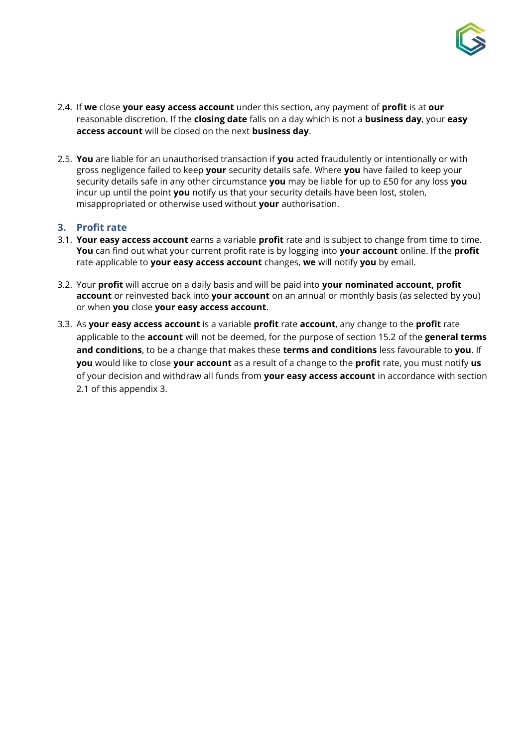2.4. If **we** close **your easy access account** under this section, any payment of **profit** is at **our** reasonable discretion. If the **closing date** falls on a day which is not a **business day**, your **easy access account** will be closed on the next **business day**.

2.5. **You** are liable for an unauthorised transaction if **you** acted fraudulently or intentionally or with gross negligence failed to keep **your** security details safe. Where **you** have failed to keep your security details safe in any other circumstance **you** may be liable for up to £50 for any loss **you** incur up until the point **you** notify us that your security details have been lost, stolen, misappropriated or otherwise used without **your** authorisation.

## 3. Profit rate

3.1. **Your easy access account** earns a variable **profit** rate and is subject to change from time to time. **You** can find out what your current profit rate is by logging into **your account** online. If the **profit** rate applicable to **your easy access account** changes, **we** will notify **you** by email.

3.2. Your **profit** will accrue on a daily basis and will be paid into **your nominated account, profit account** or reinvested back into **your account** on an annual or monthly basis (as selected by you) or when **you** close **your easy access account**.

3.3. As **your easy access account** is a variable **profit** rate **account**, any change to the **profit** rate applicable to the **account** will not be deemed, for the purpose of section 15.2 of the **general terms and conditions**, to be a change that makes these **terms and conditions** less favourable to **you**. If **you** would like to close **your account** as a result of a change to the **profit** rate, you must notify **us** of your decision and withdraw all funds from **your easy access account** in accordance with section 2.1 of this appendix 3.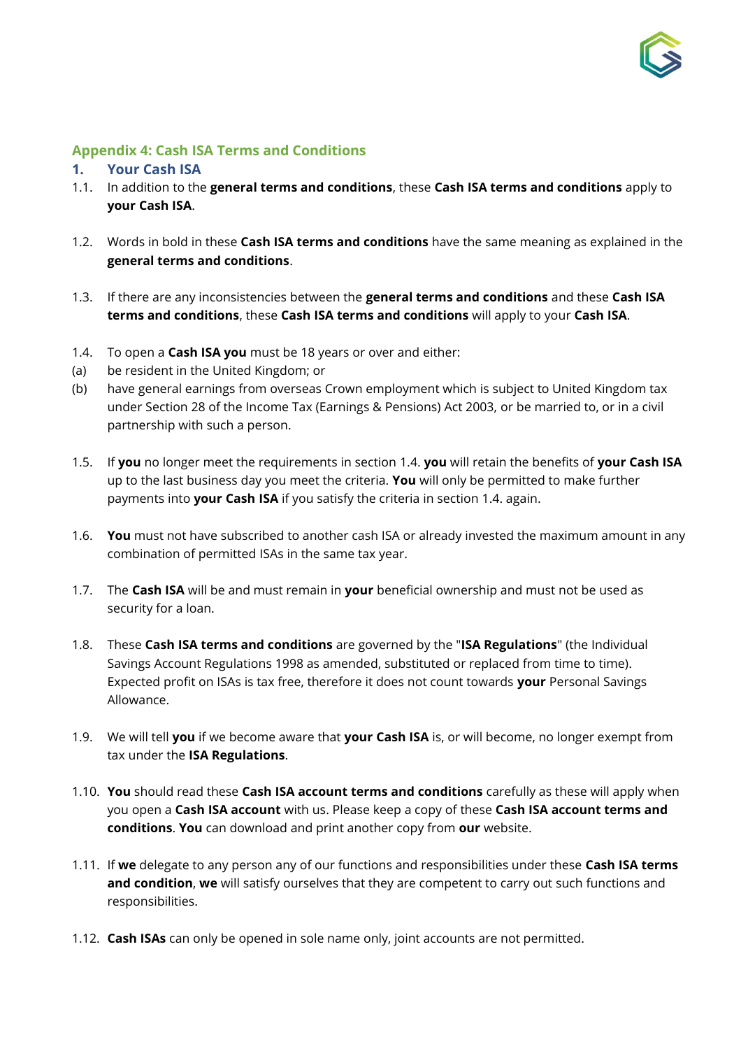## Appendix 4: Cash ISA Terms and Conditions

### 1. Your Cash ISA

1.1. In addition to the **general terms and conditions**, these **Cash ISA terms and conditions** apply to **your Cash ISA**.

1.2. Words in bold in these **Cash ISA terms and conditions** have the same meaning as explained in the **general terms and conditions**.

1.3. If there are any inconsistencies between the **general terms and conditions** and these **Cash ISA terms and conditions**, these **Cash ISA terms and conditions** will apply to your **Cash ISA**.

1.4. To open a **Cash ISA you** must be 18 years or over and either:

(a) be resident in the United Kingdom; or

(b) have general earnings from overseas Crown employment which is subject to United Kingdom tax under Section 28 of the Income Tax (Earnings & Pensions) Act 2003, or be married to, or in a civil partnership with such a person.

1.5. If **you** no longer meet the requirements in section 1.4. **you** will retain the benefits of **your Cash ISA** up to the last business day you meet the criteria. **You** will only be permitted to make further payments into **your Cash ISA** if you satisfy the criteria in section 1.4. again.

1.6. **You** must not have subscribed to another cash ISA or already invested the maximum amount in any combination of permitted ISAs in the same tax year.

1.7. The **Cash ISA** will be and must remain in **your** beneficial ownership and must not be used as security for a loan.

1.8. These **Cash ISA terms and conditions** are governed by the "**ISA Regulations**" (the Individual Savings Account Regulations 1998 as amended, substituted or replaced from time to time). Expected profit on ISAs is tax free, therefore it does not count towards **your** Personal Savings Allowance.

1.9. We will tell **you** if we become aware that **your Cash ISA** is, or will become, no longer exempt from tax under the **ISA Regulations**.

1.10. **You** should read these **Cash ISA account terms and conditions** carefully as these will apply when you open a **Cash ISA account** with us. Please keep a copy of these **Cash ISA account terms and conditions**. **You** can download and print another copy from **our** website.

1.11. If **we** delegate to any person any of our functions and responsibilities under these **Cash ISA terms and condition**, **we** will satisfy ourselves that they are competent to carry out such functions and responsibilities.

1.12. **Cash ISAs** can only be opened in sole name only, joint accounts are not permitted.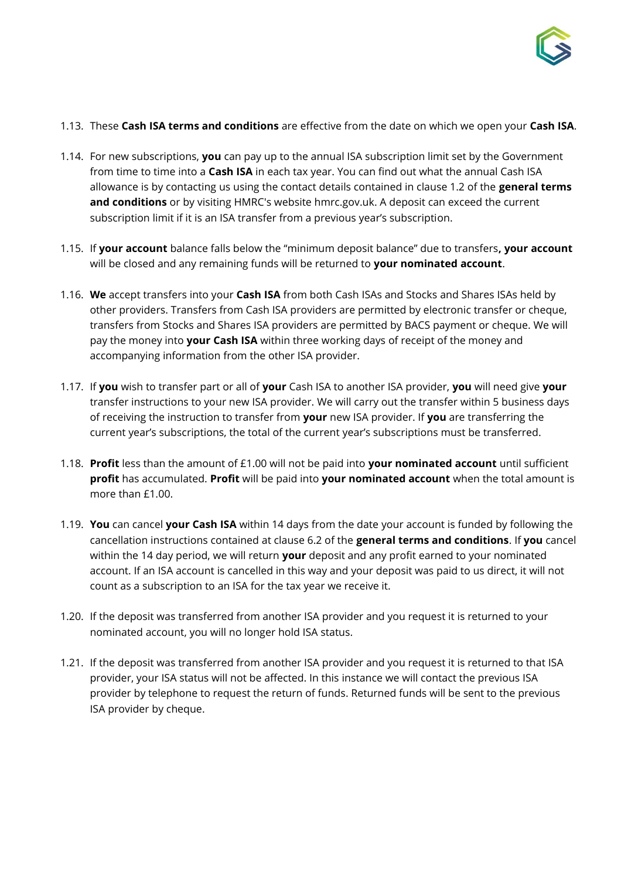1.13. These **Cash ISA terms and conditions** are effective from the date on which we open your **Cash ISA**.

1.14. For new subscriptions, **you** can pay up to the annual ISA subscription limit set by the Government from time to time into a **Cash ISA** in each tax year. You can find out what the annual Cash ISA allowance is by contacting us using the contact details contained in clause 1.2 of the **general terms and conditions** or by visiting HMRC's website hmrc.gov.uk. A deposit can exceed the current subscription limit if it is an ISA transfer from a previous year's subscription.

1.15. If **your account** balance falls below the "minimum deposit balance" due to transfers**, your account** will be closed and any remaining funds will be returned to **your nominated account**.

1.16. **We** accept transfers into your **Cash ISA** from both Cash ISAs and Stocks and Shares ISAs held by other providers. Transfers from Cash ISA providers are permitted by electronic transfer or cheque, transfers from Stocks and Shares ISA providers are permitted by BACS payment or cheque. We will pay the money into **your Cash ISA** within three working days of receipt of the money and accompanying information from the other ISA provider.

1.17. If **you** wish to transfer part or all of **your** Cash ISA to another ISA provider, **you** will need give **your** transfer instructions to your new ISA provider. We will carry out the transfer within 5 business days of receiving the instruction to transfer from **your** new ISA provider. If **you** are transferring the current year's subscriptions, the total of the current year's subscriptions must be transferred.

1.18. **Profit** less than the amount of £1.00 will not be paid into **your nominated account** until sufficient **profit** has accumulated. **Profit** will be paid into **your nominated account** when the total amount is more than £1.00.

1.19. **You** can cancel **your Cash ISA** within 14 days from the date your account is funded by following the cancellation instructions contained at clause 6.2 of the **general terms and conditions**. If **you** cancel within the 14 day period, we will return **your** deposit and any profit earned to your nominated account. If an ISA account is cancelled in this way and your deposit was paid to us direct, it will not count as a subscription to an ISA for the tax year we receive it.

1.20. If the deposit was transferred from another ISA provider and you request it is returned to your nominated account, you will no longer hold ISA status.

1.21. If the deposit was transferred from another ISA provider and you request it is returned to that ISA provider, your ISA status will not be affected. In this instance we will contact the previous ISA provider by telephone to request the return of funds. Returned funds will be sent to the previous ISA provider by cheque.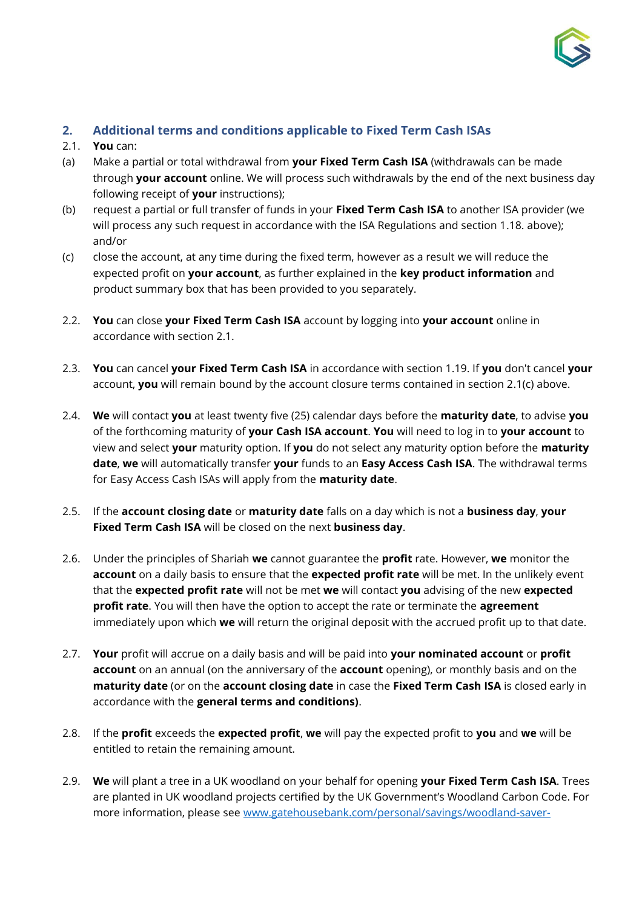## 2. Additional terms and conditions applicable to Fixed Term Cash ISAs

2.1. **You** can:

(a) Make a partial or total withdrawal from **your Fixed Term Cash ISA** (withdrawals can be made through **your account** online. We will process such withdrawals by the end of the next business day following receipt of **your** instructions);

(b) request a partial or full transfer of funds in your **Fixed Term Cash ISA** to another ISA provider (we will process any such request in accordance with the ISA Regulations and section 1.18. above); and/or

(c) close the account, at any time during the fixed term, however as a result we will reduce the expected profit on **your account**, as further explained in the **key product information** and product summary box that has been provided to you separately.

2.2. **You** can close **your Fixed Term Cash ISA** account by logging into **your account** online in accordance with section 2.1.

2.3. **You** can cancel **your Fixed Term Cash ISA** in accordance with section 1.19. If **you** don't cancel **your** account, **you** will remain bound by the account closure terms contained in section 2.1(c) above.

2.4. **We** will contact **you** at least twenty five (25) calendar days before the **maturity date**, to advise **you** of the forthcoming maturity of **your Cash ISA account**. **You** will need to log in to **your account** to view and select **your** maturity option. If **you** do not select any maturity option before the **maturity date**, **we** will automatically transfer **your** funds to an **Easy Access Cash ISA**. The withdrawal terms for Easy Access Cash ISAs will apply from the **maturity date**.

2.5. If the **account closing date** or **maturity date** falls on a day which is not a **business day**, **your Fixed Term Cash ISA** will be closed on the next **business day**.

2.6. Under the principles of Shariah **we** cannot guarantee the **profit** rate. However, **we** monitor the **account** on a daily basis to ensure that the **expected profit rate** will be met. In the unlikely event that the **expected profit rate** will not be met **we** will contact **you** advising of the new **expected profit rate**. You will then have the option to accept the rate or terminate the **agreement** immediately upon which **we** will return the original deposit with the accrued profit up to that date.

2.7. **Your** profit will accrue on a daily basis and will be paid into **your nominated account** or **profit account** on an annual (on the anniversary of the **account** opening), or monthly basis and on the **maturity date** (or on the **account closing date** in case the **Fixed Term Cash ISA** is closed early in accordance with the **general terms and conditions)**.

2.8. If the **profit** exceeds the **expected profit**, **we** will pay the expected profit to **you** and **we** will be entitled to retain the remaining amount.

2.9. **We** will plant a tree in a UK woodland on your behalf for opening **your Fixed Term Cash ISA**. Trees are planted in UK woodland projects certified by the UK Government's Woodland Carbon Code. For more information, please see [www.gatehousebank.com/personal/savings/woodland-saver-](www.gatehousebank.com/personal/savings/woodland-saver-)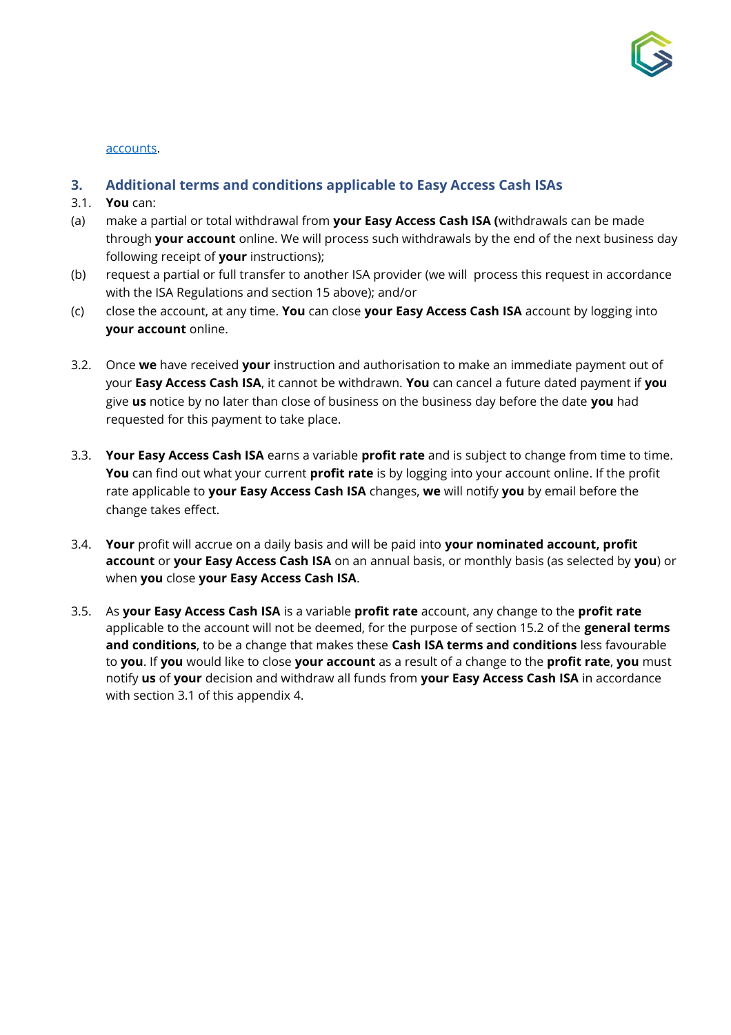accounts.

## 3. Additional terms and conditions applicable to Easy Access Cash ISAs

3.1. **You** can:

(a) make a partial or total withdrawal from **your Easy Access Cash ISA (**withdrawals can be made through **your account** online. We will process such withdrawals by the end of the next business day following receipt of **your** instructions);

(b) request a partial or full transfer to another ISA provider (we will process this request in accordance with the ISA Regulations and section 15 above); and/or

(c) close the account, at any time. **You** can close **your Easy Access Cash ISA** account by logging into **your account** online.

3.2. Once **we** have received **your** instruction and authorisation to make an immediate payment out of your **Easy Access Cash ISA**, it cannot be withdrawn. **You** can cancel a future dated payment if **you** give **us** notice by no later than close of business on the business day before the date **you** had requested for this payment to take place.

3.3. **Your Easy Access Cash ISA** earns a variable **profit rate** and is subject to change from time to time. **You** can find out what your current **profit rate** is by logging into your account online. If the profit rate applicable to **your Easy Access Cash ISA** changes, **we** will notify **you** by email before the change takes effect.

3.4. **Your** profit will accrue on a daily basis and will be paid into **your nominated account, profit account** or **your Easy Access Cash ISA** on an annual basis, or monthly basis (as selected by **you**) or when **you** close **your Easy Access Cash ISA**.

3.5. As **your Easy Access Cash ISA** is a variable **profit rate** account, any change to the **profit rate** applicable to the account will not be deemed, for the purpose of section 15.2 of the **general terms and conditions**, to be a change that makes these **Cash ISA terms and conditions** less favourable to **you**. If **you** would like to close **your account** as a result of a change to the **profit rate**, **you** must notify **us** of **your** decision and withdraw all funds from **your Easy Access Cash ISA** in accordance with section 3.1 of this appendix 4.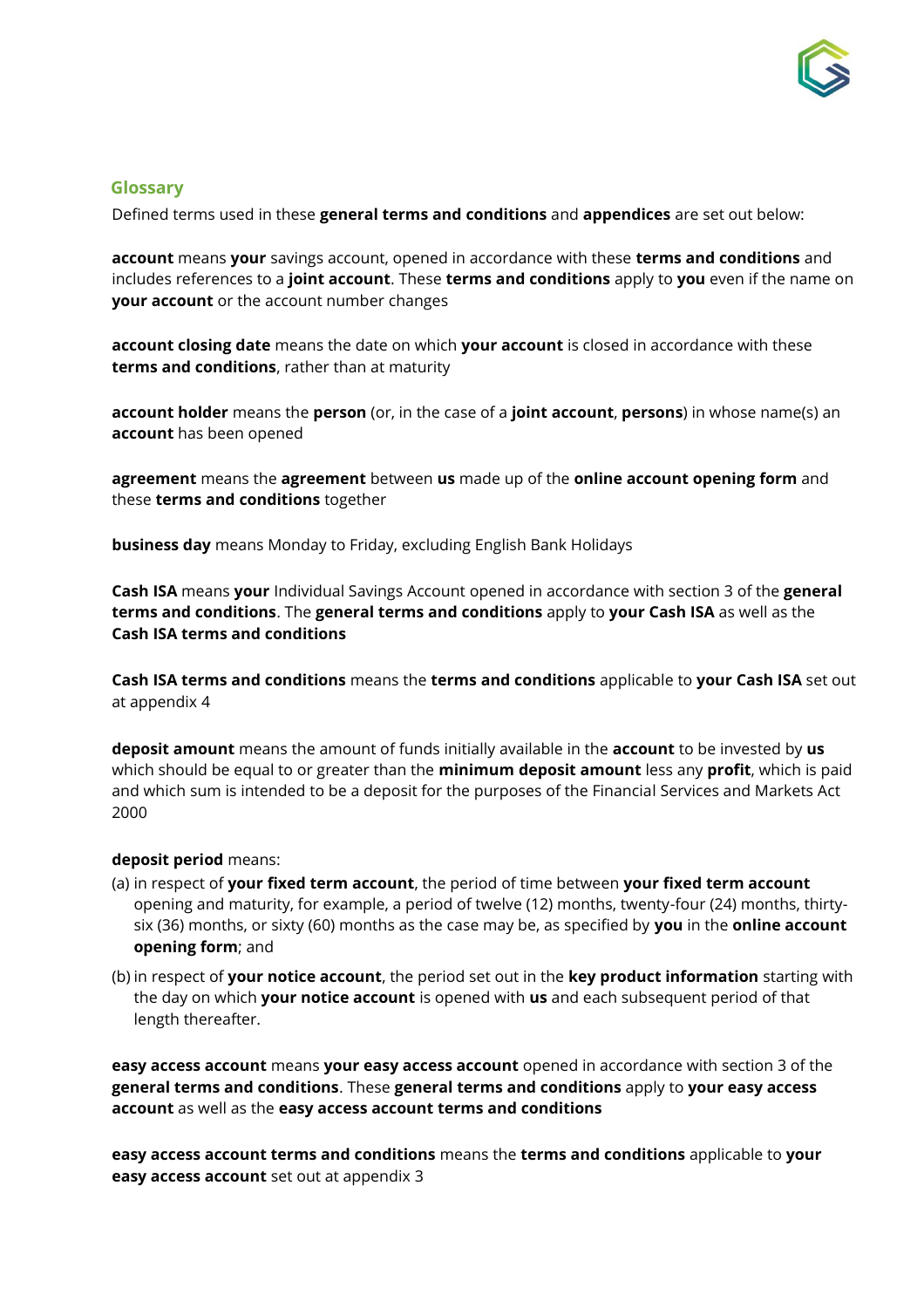## Glossary

Defined terms used in these **general terms and conditions** and **appendices** are set out below:

**account** means **your** savings account, opened in accordance with these **terms and conditions** and includes references to a **joint account**. These **terms and conditions** apply to **you** even if the name on **your account** or the account number changes

**account closing date** means the date on which **your account** is closed in accordance with these **terms and conditions**, rather than at maturity

**account holder** means the **person** (or, in the case of a **joint account**, **persons**) in whose name(s) an **account** has been opened

**agreement** means the **agreement** between **us** made up of the **online account opening form** and these **terms and conditions** together

**business day** means Monday to Friday, excluding English Bank Holidays

**Cash ISA** means **your** Individual Savings Account opened in accordance with section 3 of the **general terms and conditions**. The **general terms and conditions** apply to **your Cash ISA** as well as the **Cash ISA terms and conditions**

**Cash ISA terms and conditions** means the **terms and conditions** applicable to **your Cash ISA** set out at appendix 4

**deposit amount** means the amount of funds initially available in the **account** to be invested by **us** which should be equal to or greater than the **minimum deposit amount** less any **profit**, which is paid and which sum is intended to be a deposit for the purposes of the Financial Services and Markets Act 2000

**deposit period** means:

(a) in respect of **your fixed term account**, the period of time between **your fixed term account** opening and maturity, for example, a period of twelve (12) months, twenty-four (24) months, thirty-six (36) months, or sixty (60) months as the case may be, as specified by **you** in the **online account opening form**; and

(b) in respect of **your notice account**, the period set out in the **key product information** starting with the day on which **your notice account** is opened with **us** and each subsequent period of that length thereafter.

**easy access account** means **your easy access account** opened in accordance with section 3 of the **general terms and conditions**. These **general terms and conditions** apply to **your easy access account** as well as the **easy access account terms and conditions**

**easy access account terms and conditions** means the **terms and conditions** applicable to **your easy access account** set out at appendix 3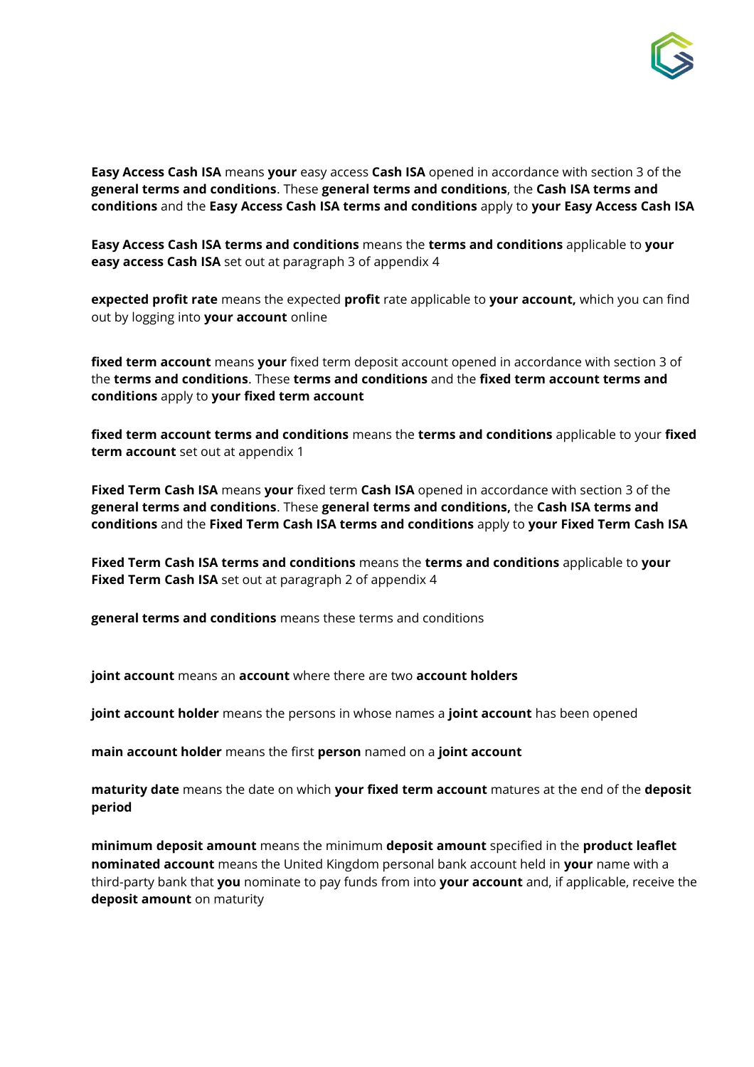**Easy Access Cash ISA** means **your** easy access **Cash ISA** opened in accordance with section 3 of the **general terms and conditions**. These **general terms and conditions**, the **Cash ISA terms and conditions** and the **Easy Access Cash ISA terms and conditions** apply to **your Easy Access Cash ISA**

**Easy Access Cash ISA terms and conditions** means the **terms and conditions** applicable to **your easy access Cash ISA** set out at paragraph 3 of appendix 4

**expected profit rate** means the expected **profit** rate applicable to **your account,** which you can find out by logging into **your account** online

**fixed term account** means **your** fixed term deposit account opened in accordance with section 3 of the **terms and conditions**. These **terms and conditions** and the **fixed term account terms and conditions** apply to **your fixed term account**

**fixed term account terms and conditions** means the **terms and conditions** applicable to your **fixed term account** set out at appendix 1

**Fixed Term Cash ISA** means **your** fixed term **Cash ISA** opened in accordance with section 3 of the **general terms and conditions**. These **general terms and conditions,** the **Cash ISA terms and conditions** and the **Fixed Term Cash ISA terms and conditions** apply to **your Fixed Term Cash ISA**

**Fixed Term Cash ISA terms and conditions** means the **terms and conditions** applicable to **your Fixed Term Cash ISA** set out at paragraph 2 of appendix 4

**general terms and conditions** means these terms and conditions

**joint account** means an **account** where there are two **account holders**

**joint account holder** means the persons in whose names a **joint account** has been opened

**main account holder** means the first **person** named on a **joint account**

**maturity date** means the date on which **your fixed term account** matures at the end of the **deposit period**

**minimum deposit amount** means the minimum **deposit amount** specified in the **product leaflet**

**nominated account** means the United Kingdom personal bank account held in **your** name with a third-party bank that **you** nominate to pay funds from into **your account** and, if applicable, receive the **deposit amount** on maturity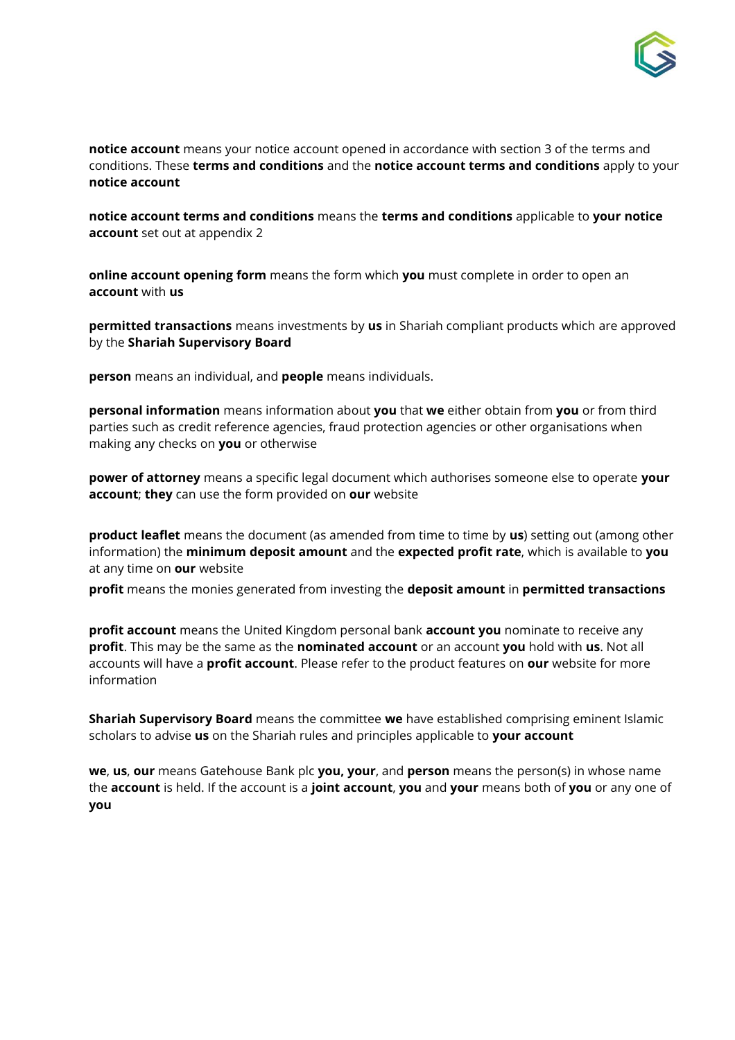**notice account** means your notice account opened in accordance with section 3 of the terms and conditions. These **terms and conditions** and the **notice account terms and conditions** apply to your **notice account**

**notice account terms and conditions** means the **terms and conditions** applicable to **your notice account** set out at appendix 2

**online account opening form** means the form which **you** must complete in order to open an **account** with **us**

**permitted transactions** means investments by **us** in Shariah compliant products which are approved by the **Shariah Supervisory Board**

**person** means an individual, and **people** means individuals.

**personal information** means information about **you** that **we** either obtain from **you** or from third parties such as credit reference agencies, fraud protection agencies or other organisations when making any checks on **you** or otherwise

**power of attorney** means a specific legal document which authorises someone else to operate **your account**; **they** can use the form provided on **our** website

**product leaflet** means the document (as amended from time to time by **us**) setting out (among other information) the **minimum deposit amount** and the **expected profit rate**, which is available to **you** at any time on **our** website

**profit** means the monies generated from investing the **deposit amount** in **permitted transactions**

**profit account** means the United Kingdom personal bank **account you** nominate to receive any **profit**. This may be the same as the **nominated account** or an account **you** hold with **us**. Not all accounts will have a **profit account**. Please refer to the product features on **our** website for more information

**Shariah Supervisory Board** means the committee **we** have established comprising eminent Islamic scholars to advise **us** on the Shariah rules and principles applicable to **your account**

**we**, **us**, **our** means Gatehouse Bank plc **you, your**, and **person** means the person(s) in whose name the **account** is held. If the account is a **joint account**, **you** and **your** means both of **you** or any one of **you**